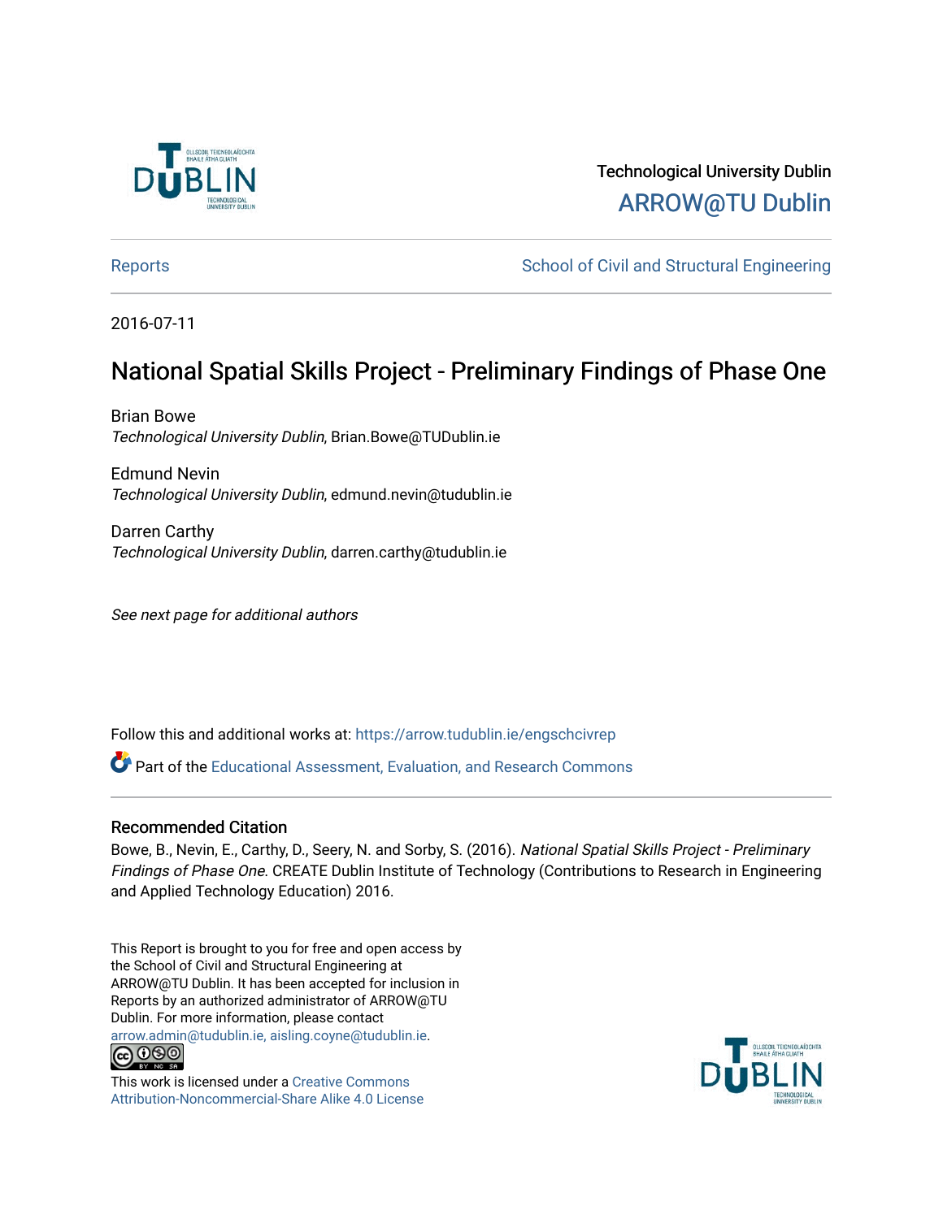Technological University Dublin

ARROW@TU Dublin

Reports

School of Civil and Structural Engineering

2016-07-11

# National Spatial Skills Project - Preliminary Findings of Phase One

Brian Bowe
*Technological University Dublin*, Brian.Bowe@TUDublin.ie

Edmund Nevin
*Technological University Dublin*, edmund.nevin@tudublin.ie

Darren Carthy
*Technological University Dublin*, darren.carthy@tudublin.ie

*See next page for additional authors*

Follow this and additional works at: https://arrow.tudublin.ie/engschcivrep

Part of the Educational Assessment, Evaluation, and Research Commons

## Recommended Citation

Bowe, B., Nevin, E., Carthy, D., Seery, N. and Sorby, S. (2016). *National Spatial Skills Project - Preliminary Findings of Phase One*. CREATE Dublin Institute of Technology (Contributions to Research in Engineering and Applied Technology Education) 2016.

This Report is brought to you for free and open access by the School of Civil and Structural Engineering at ARROW@TU Dublin. It has been accepted for inclusion in Reports by an authorized administrator of ARROW@TU Dublin. For more information, please contact arrow.admin@tudublin.ie, aisling.coyne@tudublin.ie.

This work is licensed under a Creative Commons Attribution-Noncommercial-Share Alike 4.0 License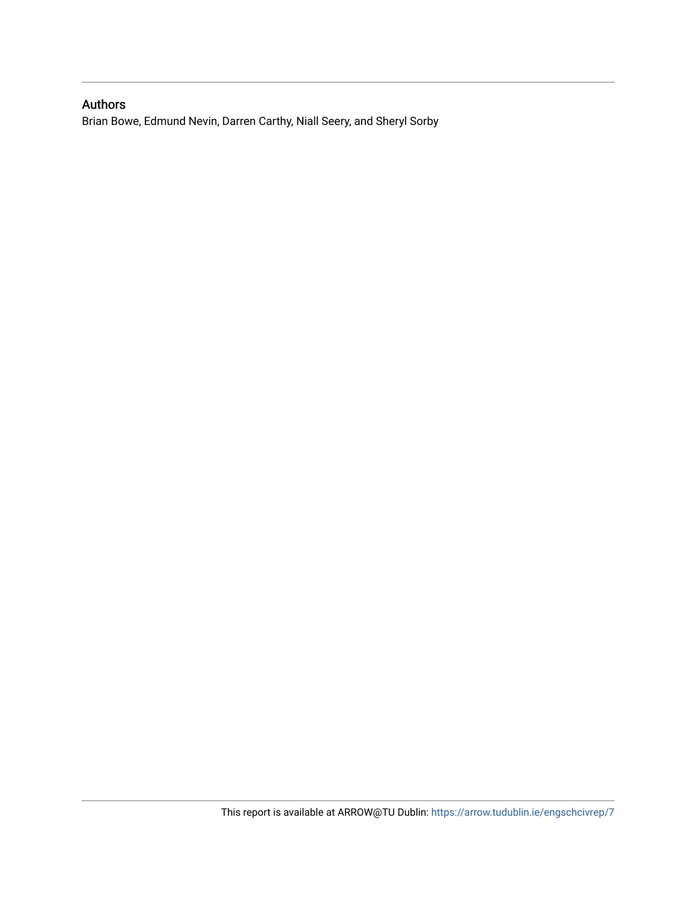## Authors

Brian Bowe, Edmund Nevin, Darren Carthy, Niall Seery, and Sheryl Sorby

This report is available at ARROW@TU Dublin: https://arrow.tudublin.ie/engschcivrep/7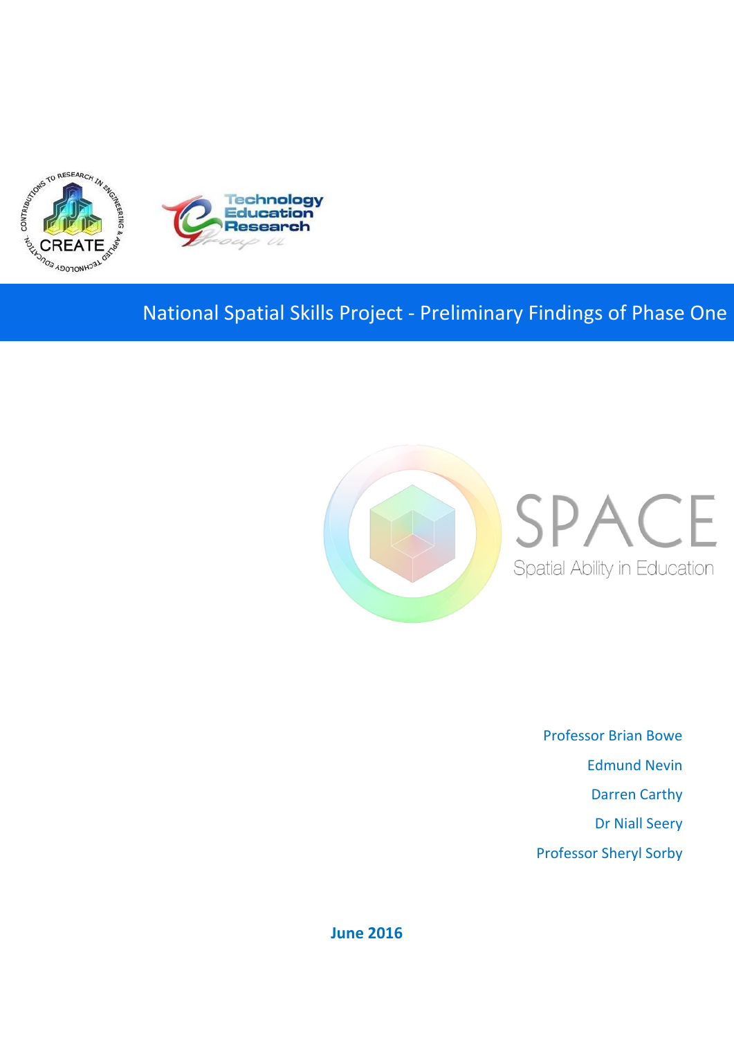# National Spatial Skills Project - Preliminary Findings of Phase One

SPACE

Spatial Ability in Education

Professor Brian Bowe

Edmund Nevin

Darren Carthy

Dr Niall Seery

Professor Sheryl Sorby

**June 2016**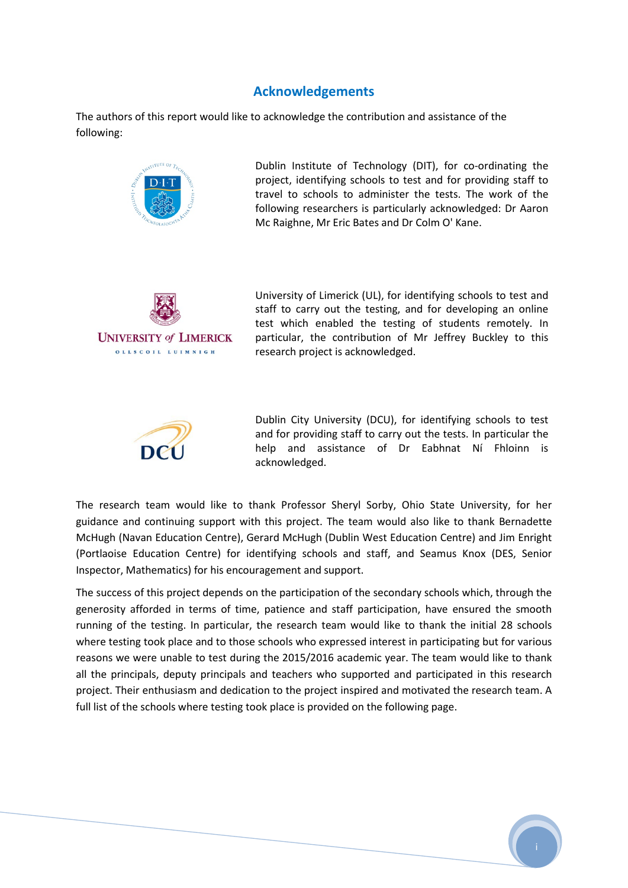## Acknowledgements

The authors of this report would like to acknowledge the contribution and assistance of the following:

Dublin Institute of Technology (DIT), for co-ordinating the project, identifying schools to test and for providing staff to travel to schools to administer the tests. The work of the following researchers is particularly acknowledged: Dr Aaron Mc Raighne, Mr Eric Bates and Dr Colm O' Kane.

University of Limerick (UL), for identifying schools to test and staff to carry out the testing, and for developing an online test which enabled the testing of students remotely. In particular, the contribution of Mr Jeffrey Buckley to this research project is acknowledged.

Dublin City University (DCU), for identifying schools to test and for providing staff to carry out the tests. In particular the help and assistance of Dr Eabhnat Ní Fhloinn is acknowledged.

The research team would like to thank Professor Sheryl Sorby, Ohio State University, for her guidance and continuing support with this project. The team would also like to thank Bernadette McHugh (Navan Education Centre), Gerard McHugh (Dublin West Education Centre) and Jim Enright (Portlaoise Education Centre) for identifying schools and staff, and Seamus Knox (DES, Senior Inspector, Mathematics) for his encouragement and support.

The success of this project depends on the participation of the secondary schools which, through the generosity afforded in terms of time, patience and staff participation, have ensured the smooth running of the testing. In particular, the research team would like to thank the initial 28 schools where testing took place and to those schools who expressed interest in participating but for various reasons we were unable to test during the 2015/2016 academic year. The team would like to thank all the principals, deputy principals and teachers who supported and participated in this research project. Their enthusiasm and dedication to the project inspired and motivated the research team. A full list of the schools where testing took place is provided on the following page.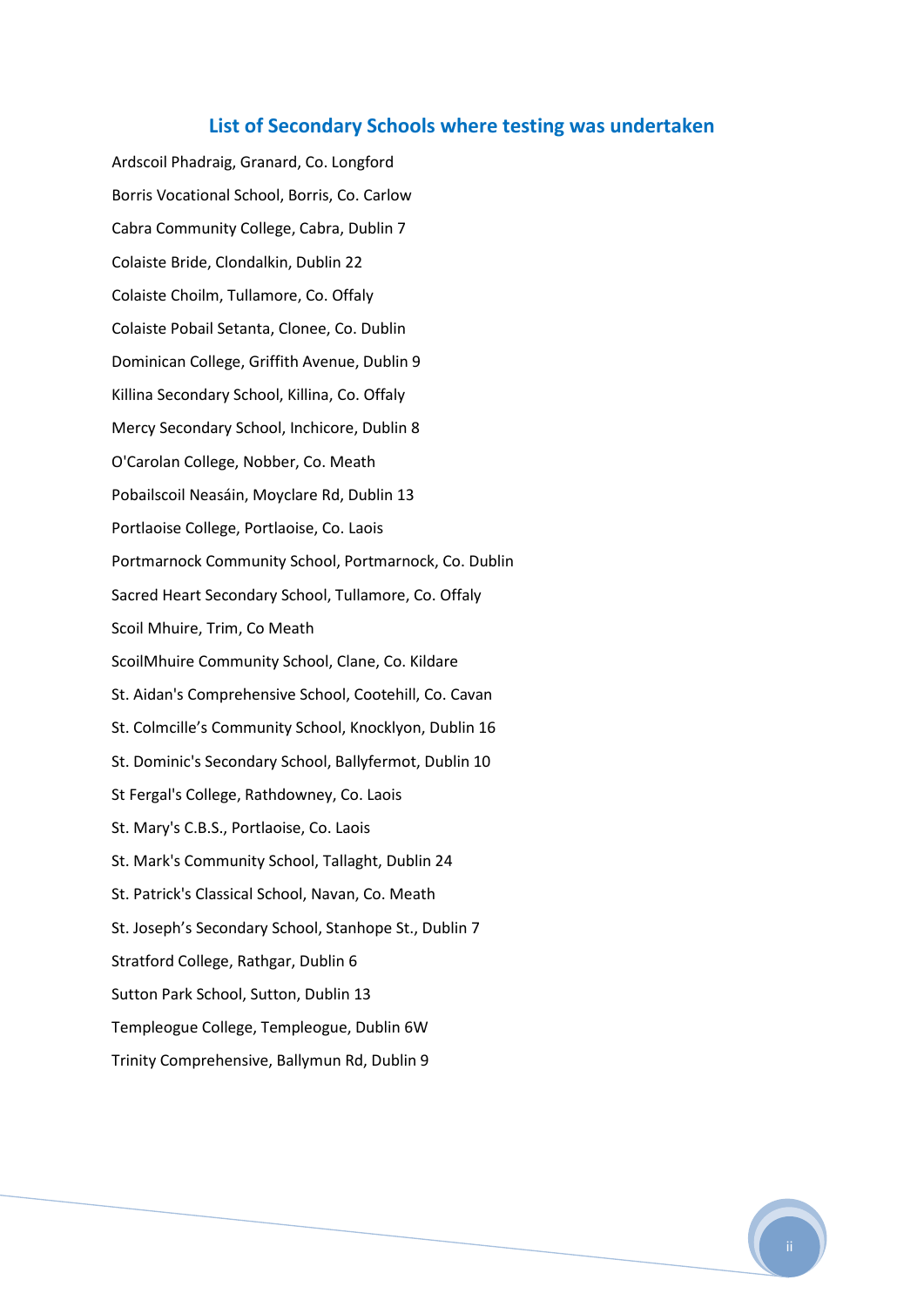## List of Secondary Schools where testing was undertaken

Ardscoil Phadraig, Granard, Co. Longford

Borris Vocational School, Borris, Co. Carlow

Cabra Community College, Cabra, Dublin 7

Colaiste Bride, Clondalkin, Dublin 22

Colaiste Choilm, Tullamore, Co. Offaly

Colaiste Pobail Setanta, Clonee, Co. Dublin

Dominican College, Griffith Avenue, Dublin 9

Killina Secondary School, Killina, Co. Offaly

Mercy Secondary School, Inchicore, Dublin 8

O'Carolan College, Nobber, Co. Meath

Pobailscoil Neasáin, Moyclare Rd, Dublin 13

Portlaoise College, Portlaoise, Co. Laois

Portmarnock Community School, Portmarnock, Co. Dublin

Sacred Heart Secondary School, Tullamore, Co. Offaly

Scoil Mhuire, Trim, Co Meath

ScoilMhuire Community School, Clane, Co. Kildare

St. Aidan's Comprehensive School, Cootehill, Co. Cavan

St. Colmcille's Community School, Knocklyon, Dublin 16

St. Dominic's Secondary School, Ballyfermot, Dublin 10

St Fergal's College, Rathdowney, Co. Laois

St. Mary's C.B.S., Portlaoise, Co. Laois

St. Mark's Community School, Tallaght, Dublin 24

St. Patrick's Classical School, Navan, Co. Meath

St. Joseph's Secondary School, Stanhope St., Dublin 7

Stratford College, Rathgar, Dublin 6

Sutton Park School, Sutton, Dublin 13

Templeogue College, Templeogue, Dublin 6W

Trinity Comprehensive, Ballymun Rd, Dublin 9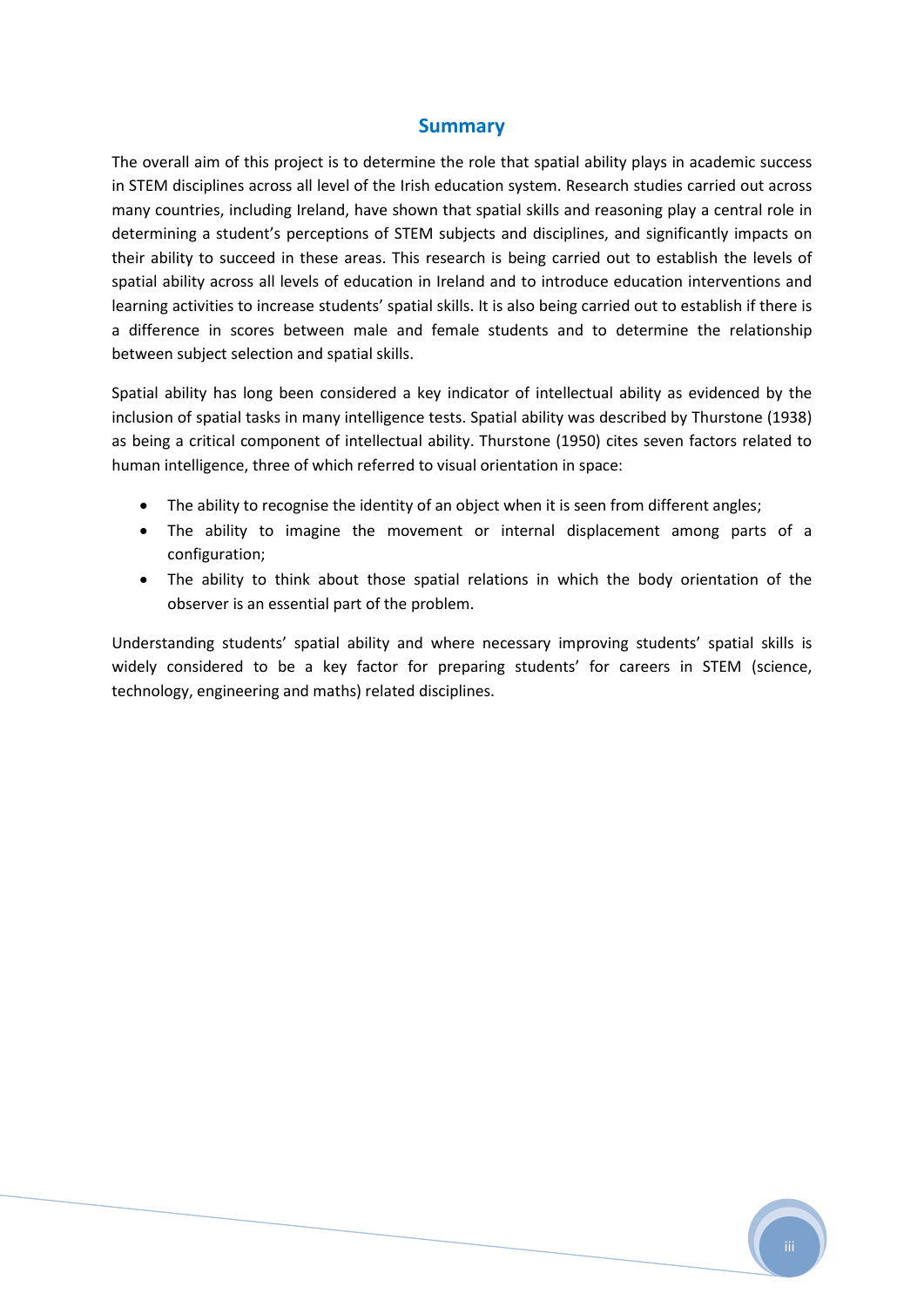## Summary

The overall aim of this project is to determine the role that spatial ability plays in academic success in STEM disciplines across all level of the Irish education system. Research studies carried out across many countries, including Ireland, have shown that spatial skills and reasoning play a central role in determining a student's perceptions of STEM subjects and disciplines, and significantly impacts on their ability to succeed in these areas. This research is being carried out to establish the levels of spatial ability across all levels of education in Ireland and to introduce education interventions and learning activities to increase students' spatial skills. It is also being carried out to establish if there is a difference in scores between male and female students and to determine the relationship between subject selection and spatial skills.

Spatial ability has long been considered a key indicator of intellectual ability as evidenced by the inclusion of spatial tasks in many intelligence tests. Spatial ability was described by Thurstone (1938) as being a critical component of intellectual ability. Thurstone (1950) cites seven factors related to human intelligence, three of which referred to visual orientation in space:

- The ability to recognise the identity of an object when it is seen from different angles;
- The ability to imagine the movement or internal displacement among parts of a configuration;
- The ability to think about those spatial relations in which the body orientation of the observer is an essential part of the problem.

Understanding students' spatial ability and where necessary improving students' spatial skills is widely considered to be a key factor for preparing students' for careers in STEM (science, technology, engineering and maths) related disciplines.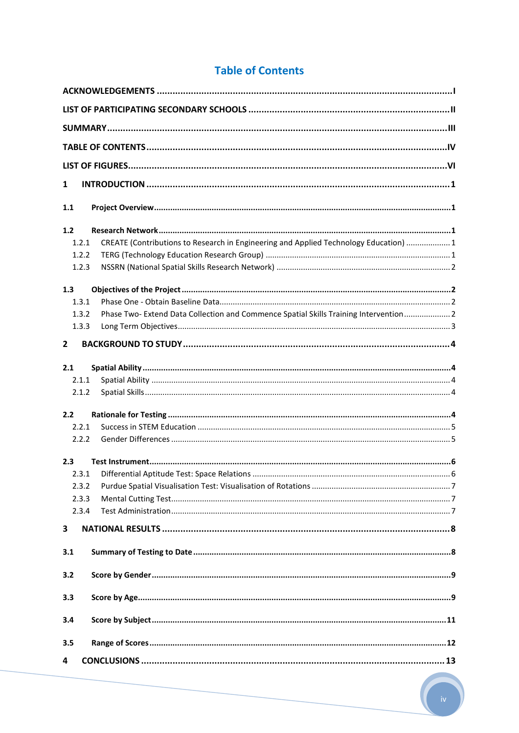# Table of Contents

**ACKNOWLEDGEMENTS** ......................................................................................................... **I**

**LIST OF PARTICIPATING SECONDARY SCHOOLS** ........................................................................ **II**

**SUMMARY** ............................................................................................................................. **III**

**TABLE OF CONTENTS** ........................................................................................................... **IV**

**LIST OF FIGURES** .................................................................................................................. **VI**

**1 INTRODUCTION** ................................................................................................................. **1**

**1.1 Project Overview** ................................................................................................................ **1**

**1.2 Research Network** ............................................................................................................... **1**

1.2.1 CREATE (Contributions to Research in Engineering and Applied Technology Education) .................... 1

1.2.2 TERG (Technology Education Research Group) ................................................................................ 1

1.2.3 NSSRN (National Spatial Skills Research Network) ........................................................................... 2

**1.3 Objectives of the Project** ..................................................................................................... **2**

1.3.1 Phase One - Obtain Baseline Data ................................................................................................... 2

1.3.2 Phase Two- Extend Data Collection and Commence Spatial Skills Training Intervention ..................... 2

1.3.3 Long Term Objectives ..................................................................................................................... 3

**2 BACKGROUND TO STUDY** ................................................................................................... **4**

**2.1 Spatial Ability** ..................................................................................................................... **4**

2.1.1 Spatial Ability .................................................................................................................................. 4

2.1.2 Spatial Skills .................................................................................................................................... 4

**2.2 Rationale for Testing** ........................................................................................................... **4**

2.2.1 Success in STEM Education ............................................................................................................. 5

2.2.2 Gender Differences .......................................................................................................................... 5

**2.3 Test Instrument** ................................................................................................................... **6**

2.3.1 Differential Aptitude Test: Space Relations ...................................................................................... 6

2.3.2 Purdue Spatial Visualisation Test: Visualisation of Rotations ............................................................ 7

2.3.3 Mental Cutting Test ......................................................................................................................... 7

2.3.4 Test Administration ......................................................................................................................... 7

**3 NATIONAL RESULTS** ........................................................................................................... **8**

**3.1 Summary of Testing to Date** ................................................................................................. **8**

**3.2 Score by Gender** .................................................................................................................. **9**

**3.3 Score by Age** ........................................................................................................................ **9**

**3.4 Score by Subject** ................................................................................................................. **11**

**3.5 Range of Scores** .................................................................................................................. **12**

**4 CONCLUSIONS** .................................................................................................................. **13**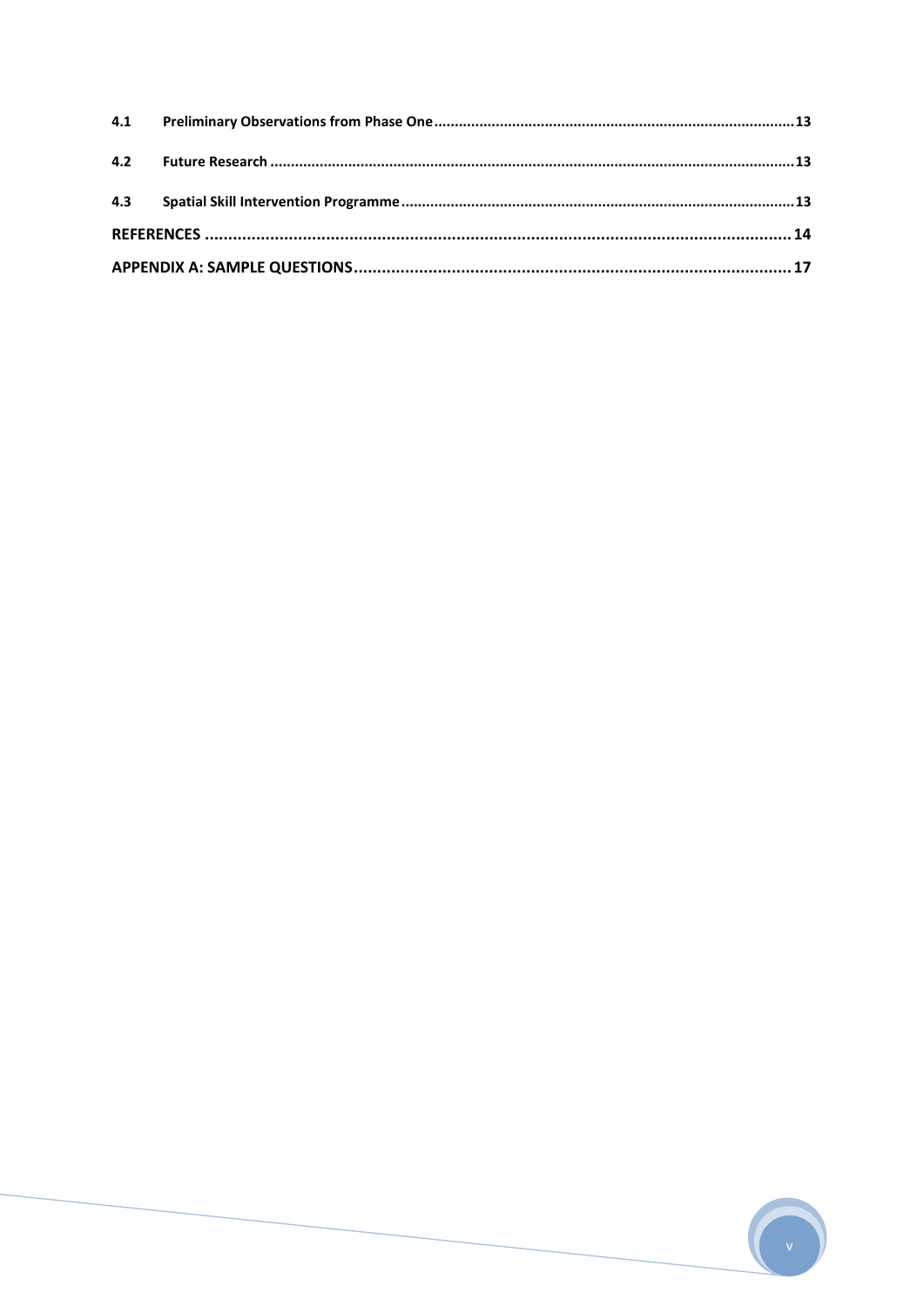4.1 Preliminary Observations from Phase One ........................................................................................ 13

4.2 Future Research ............................................................................................................................. 13

4.3 Spatial Skill Intervention Programme .............................................................................................. 13

REFERENCES ........................................................................................................................................ 14

APPENDIX A: SAMPLE QUESTIONS ......................................................................................................... 17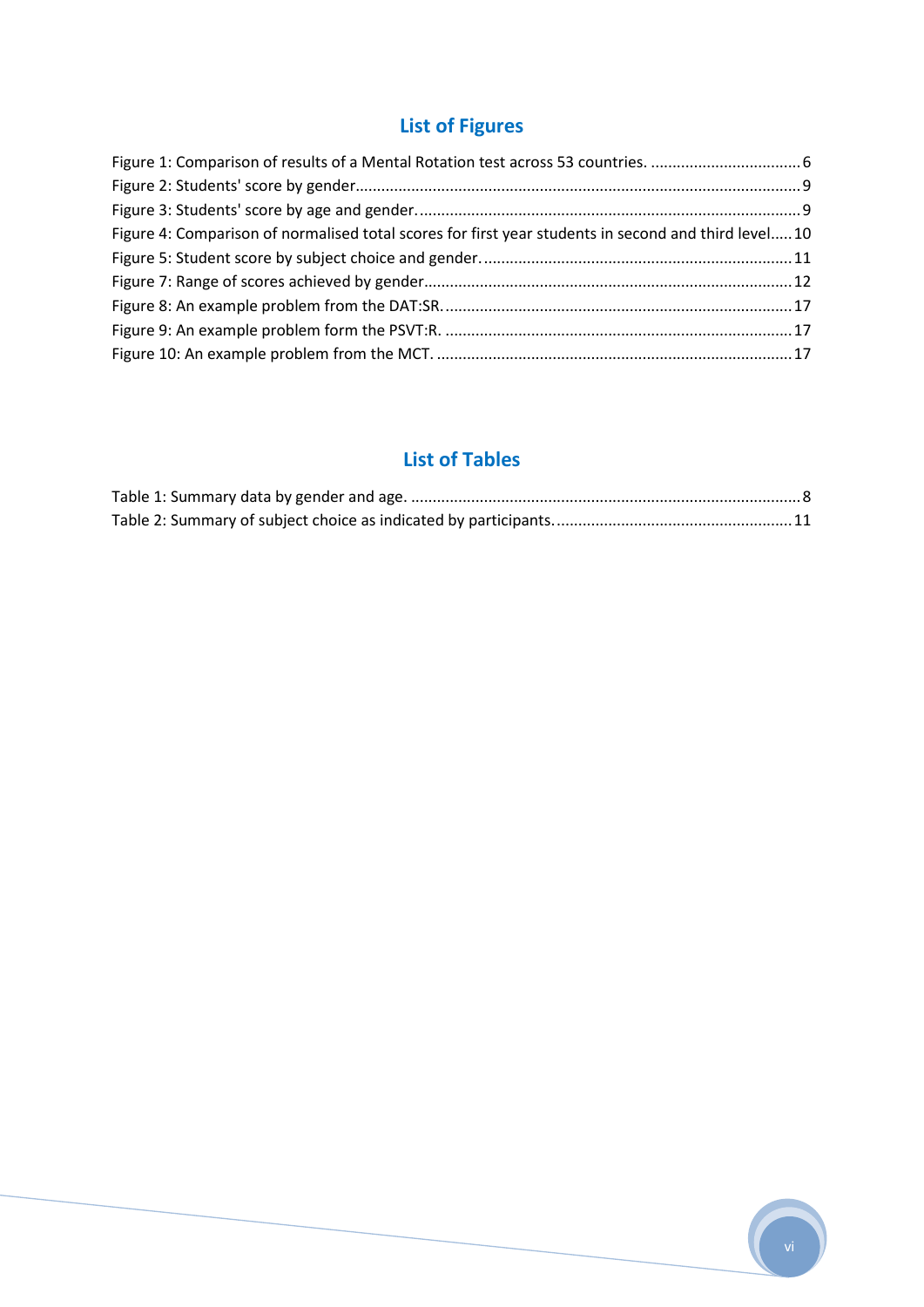## List of Figures

Figure 1: Comparison of results of a Mental Rotation test across 53 countries. .................................. 6
Figure 2: Students' score by gender....................................................................................................... 9
Figure 3: Students' score by age and gender. ........................................................................................ 9
Figure 4: Comparison of normalised total scores for first year students in second and third level..... 10
Figure 5: Student score by subject choice and gender. ....................................................................... 11
Figure 7: Range of scores achieved by gender..................................................................................... 12
Figure 8: An example problem from the DAT:SR. ................................................................................ 17
Figure 9: An example problem form the PSVT:R. ................................................................................ 17
Figure 10: An example problem from the MCT. .................................................................................. 17

## List of Tables

Table 1: Summary data by gender and age. .......................................................................................... 8
Table 2: Summary of subject choice as indicated by participants. ....................................................... 11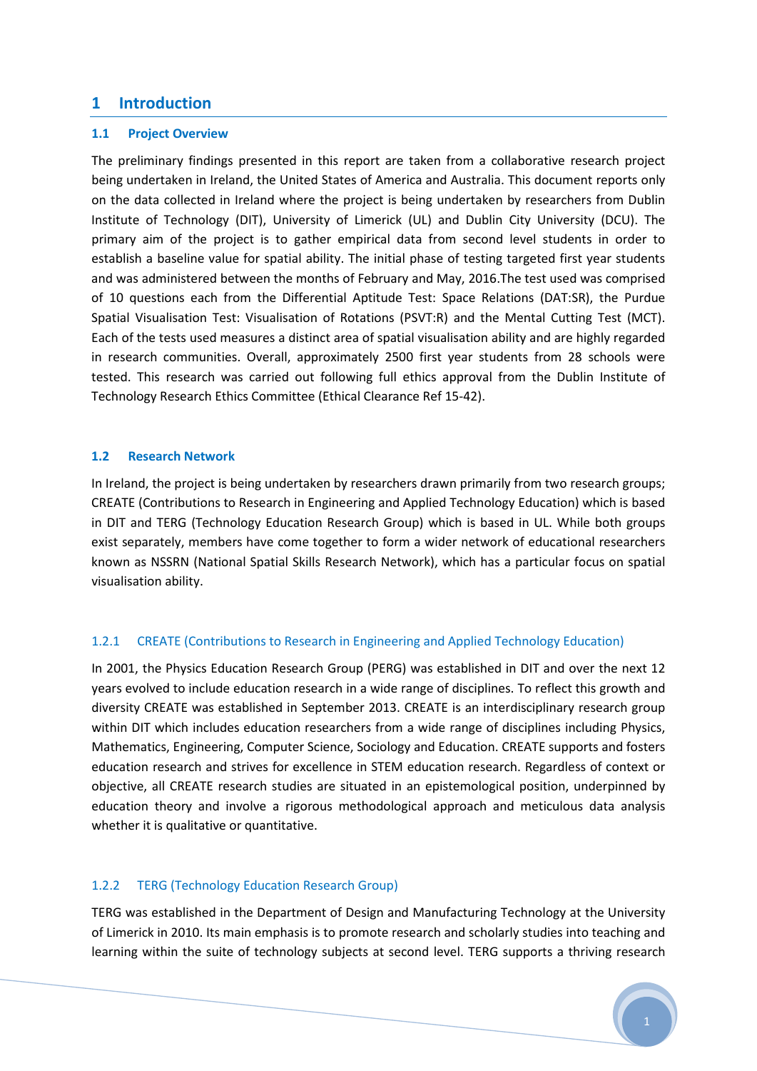# 1 Introduction

## 1.1 Project Overview

The preliminary findings presented in this report are taken from a collaborative research project being undertaken in Ireland, the United States of America and Australia. This document reports only on the data collected in Ireland where the project is being undertaken by researchers from Dublin Institute of Technology (DIT), University of Limerick (UL) and Dublin City University (DCU). The primary aim of the project is to gather empirical data from second level students in order to establish a baseline value for spatial ability. The initial phase of testing targeted first year students and was administered between the months of February and May, 2016.The test used was comprised of 10 questions each from the Differential Aptitude Test: Space Relations (DAT:SR), the Purdue Spatial Visualisation Test: Visualisation of Rotations (PSVT:R) and the Mental Cutting Test (MCT). Each of the tests used measures a distinct area of spatial visualisation ability and are highly regarded in research communities. Overall, approximately 2500 first year students from 28 schools were tested. This research was carried out following full ethics approval from the Dublin Institute of Technology Research Ethics Committee (Ethical Clearance Ref 15-42).

## 1.2 Research Network

In Ireland, the project is being undertaken by researchers drawn primarily from two research groups; CREATE (Contributions to Research in Engineering and Applied Technology Education) which is based in DIT and TERG (Technology Education Research Group) which is based in UL. While both groups exist separately, members have come together to form a wider network of educational researchers known as NSSRN (National Spatial Skills Research Network), which has a particular focus on spatial visualisation ability.

### 1.2.1 CREATE (Contributions to Research in Engineering and Applied Technology Education)

In 2001, the Physics Education Research Group (PERG) was established in DIT and over the next 12 years evolved to include education research in a wide range of disciplines. To reflect this growth and diversity CREATE was established in September 2013. CREATE is an interdisciplinary research group within DIT which includes education researchers from a wide range of disciplines including Physics, Mathematics, Engineering, Computer Science, Sociology and Education. CREATE supports and fosters education research and strives for excellence in STEM education research. Regardless of context or objective, all CREATE research studies are situated in an epistemological position, underpinned by education theory and involve a rigorous methodological approach and meticulous data analysis whether it is qualitative or quantitative.

### 1.2.2 TERG (Technology Education Research Group)

TERG was established in the Department of Design and Manufacturing Technology at the University of Limerick in 2010. Its main emphasis is to promote research and scholarly studies into teaching and learning within the suite of technology subjects at second level. TERG supports a thriving research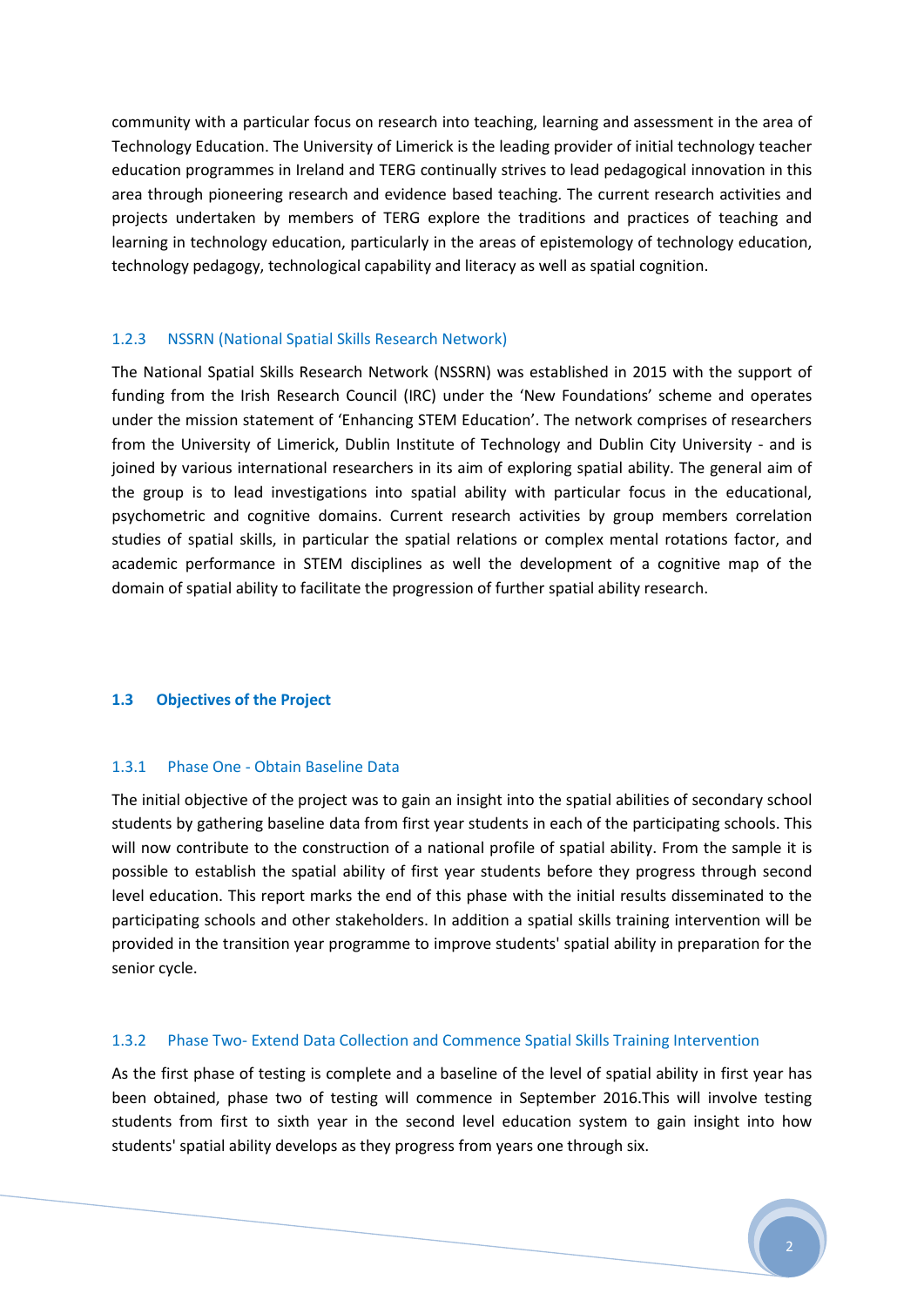community with a particular focus on research into teaching, learning and assessment in the area of Technology Education. The University of Limerick is the leading provider of initial technology teacher education programmes in Ireland and TERG continually strives to lead pedagogical innovation in this area through pioneering research and evidence based teaching. The current research activities and projects undertaken by members of TERG explore the traditions and practices of teaching and learning in technology education, particularly in the areas of epistemology of technology education, technology pedagogy, technological capability and literacy as well as spatial cognition.

### 1.2.3 NSSRN (National Spatial Skills Research Network)

The National Spatial Skills Research Network (NSSRN) was established in 2015 with the support of funding from the Irish Research Council (IRC) under the 'New Foundations' scheme and operates under the mission statement of 'Enhancing STEM Education'. The network comprises of researchers from the University of Limerick, Dublin Institute of Technology and Dublin City University - and is joined by various international researchers in its aim of exploring spatial ability. The general aim of the group is to lead investigations into spatial ability with particular focus in the educational, psychometric and cognitive domains. Current research activities by group members correlation studies of spatial skills, in particular the spatial relations or complex mental rotations factor, and academic performance in STEM disciplines as well the development of a cognitive map of the domain of spatial ability to facilitate the progression of further spatial ability research.

## 1.3 Objectives of the Project

### 1.3.1 Phase One - Obtain Baseline Data

The initial objective of the project was to gain an insight into the spatial abilities of secondary school students by gathering baseline data from first year students in each of the participating schools. This will now contribute to the construction of a national profile of spatial ability. From the sample it is possible to establish the spatial ability of first year students before they progress through second level education. This report marks the end of this phase with the initial results disseminated to the participating schools and other stakeholders. In addition a spatial skills training intervention will be provided in the transition year programme to improve students' spatial ability in preparation for the senior cycle.

### 1.3.2 Phase Two- Extend Data Collection and Commence Spatial Skills Training Intervention

As the first phase of testing is complete and a baseline of the level of spatial ability in first year has been obtained, phase two of testing will commence in September 2016.This will involve testing students from first to sixth year in the second level education system to gain insight into how students' spatial ability develops as they progress from years one through six.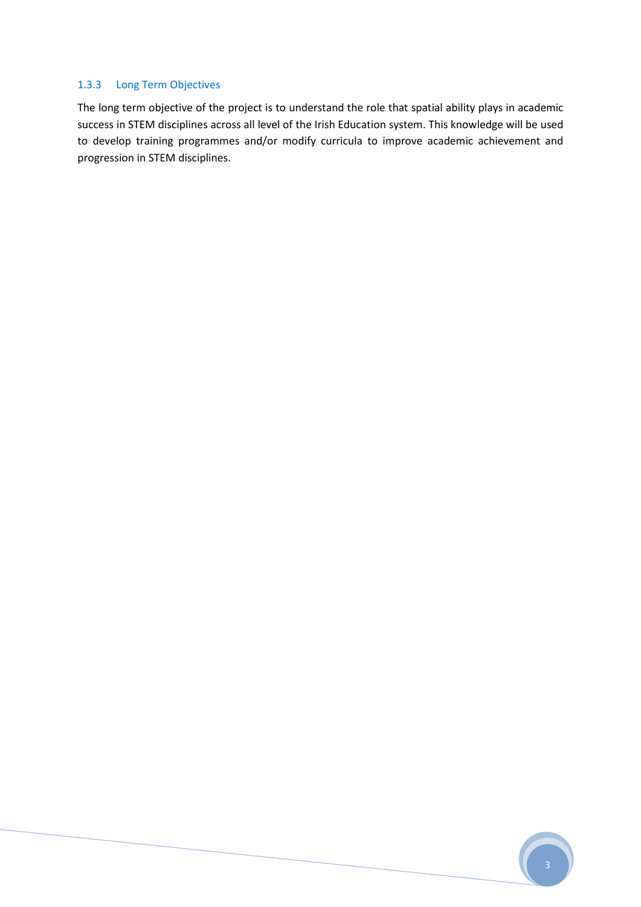### 1.3.3 Long Term Objectives

The long term objective of the project is to understand the role that spatial ability plays in academic success in STEM disciplines across all level of the Irish Education system. This knowledge will be used to develop training programmes and/or modify curricula to improve academic achievement and progression in STEM disciplines.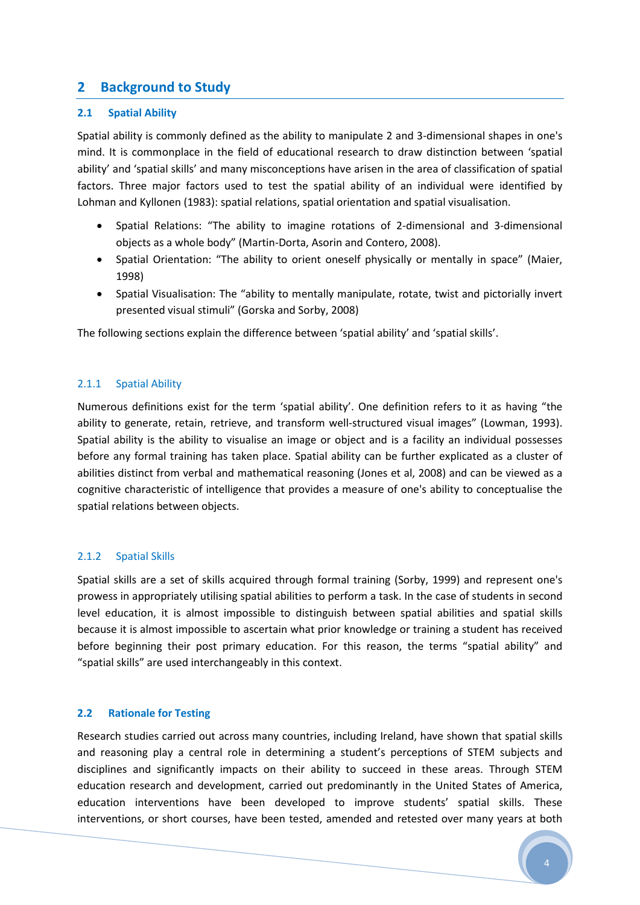# 2 Background to Study

## 2.1 Spatial Ability

Spatial ability is commonly defined as the ability to manipulate 2 and 3-dimensional shapes in one's mind. It is commonplace in the field of educational research to draw distinction between 'spatial ability' and 'spatial skills' and many misconceptions have arisen in the area of classification of spatial factors. Three major factors used to test the spatial ability of an individual were identified by Lohman and Kyllonen (1983): spatial relations, spatial orientation and spatial visualisation.

- Spatial Relations: "The ability to imagine rotations of 2-dimensional and 3-dimensional objects as a whole body" (Martin-Dorta, Asorin and Contero, 2008).
- Spatial Orientation: "The ability to orient oneself physically or mentally in space" (Maier, 1998)
- Spatial Visualisation: The "ability to mentally manipulate, rotate, twist and pictorially invert presented visual stimuli" (Gorska and Sorby, 2008)

The following sections explain the difference between 'spatial ability' and 'spatial skills'.

### 2.1.1 Spatial Ability

Numerous definitions exist for the term 'spatial ability'. One definition refers to it as having "the ability to generate, retain, retrieve, and transform well-structured visual images" (Lowman, 1993). Spatial ability is the ability to visualise an image or object and is a facility an individual possesses before any formal training has taken place. Spatial ability can be further explicated as a cluster of abilities distinct from verbal and mathematical reasoning (Jones et al, 2008) and can be viewed as a cognitive characteristic of intelligence that provides a measure of one's ability to conceptualise the spatial relations between objects.

### 2.1.2 Spatial Skills

Spatial skills are a set of skills acquired through formal training (Sorby, 1999) and represent one's prowess in appropriately utilising spatial abilities to perform a task. In the case of students in second level education, it is almost impossible to distinguish between spatial abilities and spatial skills because it is almost impossible to ascertain what prior knowledge or training a student has received before beginning their post primary education. For this reason, the terms "spatial ability" and "spatial skills" are used interchangeably in this context.

## 2.2 Rationale for Testing

Research studies carried out across many countries, including Ireland, have shown that spatial skills and reasoning play a central role in determining a student's perceptions of STEM subjects and disciplines and significantly impacts on their ability to succeed in these areas. Through STEM education research and development, carried out predominantly in the United States of America, education interventions have been developed to improve students' spatial skills. These interventions, or short courses, have been tested, amended and retested over many years at both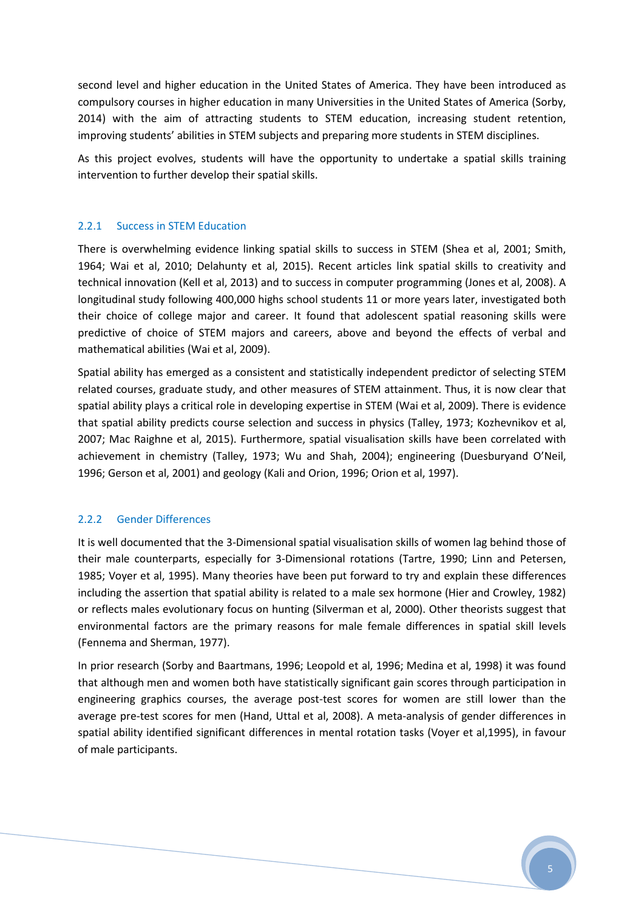second level and higher education in the United States of America. They have been introduced as compulsory courses in higher education in many Universities in the United States of America (Sorby, 2014) with the aim of attracting students to STEM education, increasing student retention, improving students' abilities in STEM subjects and preparing more students in STEM disciplines.

As this project evolves, students will have the opportunity to undertake a spatial skills training intervention to further develop their spatial skills.

### 2.2.1 Success in STEM Education

There is overwhelming evidence linking spatial skills to success in STEM (Shea et al, 2001; Smith, 1964; Wai et al, 2010; Delahunty et al, 2015). Recent articles link spatial skills to creativity and technical innovation (Kell et al, 2013) and to success in computer programming (Jones et al, 2008). A longitudinal study following 400,000 highs school students 11 or more years later, investigated both their choice of college major and career. It found that adolescent spatial reasoning skills were predictive of choice of STEM majors and careers, above and beyond the effects of verbal and mathematical abilities (Wai et al, 2009).

Spatial ability has emerged as a consistent and statistically independent predictor of selecting STEM related courses, graduate study, and other measures of STEM attainment. Thus, it is now clear that spatial ability plays a critical role in developing expertise in STEM (Wai et al, 2009). There is evidence that spatial ability predicts course selection and success in physics (Talley, 1973; Kozhevnikov et al, 2007; Mac Raighne et al, 2015). Furthermore, spatial visualisation skills have been correlated with achievement in chemistry (Talley, 1973; Wu and Shah, 2004); engineering (Duesburyand O'Neil, 1996; Gerson et al, 2001) and geology (Kali and Orion, 1996; Orion et al, 1997).

### 2.2.2 Gender Differences

It is well documented that the 3-Dimensional spatial visualisation skills of women lag behind those of their male counterparts, especially for 3-Dimensional rotations (Tartre, 1990; Linn and Petersen, 1985; Voyer et al, 1995). Many theories have been put forward to try and explain these differences including the assertion that spatial ability is related to a male sex hormone (Hier and Crowley, 1982) or reflects males evolutionary focus on hunting (Silverman et al, 2000). Other theorists suggest that environmental factors are the primary reasons for male female differences in spatial skill levels (Fennema and Sherman, 1977).

In prior research (Sorby and Baartmans, 1996; Leopold et al, 1996; Medina et al, 1998) it was found that although men and women both have statistically significant gain scores through participation in engineering graphics courses, the average post-test scores for women are still lower than the average pre-test scores for men (Hand, Uttal et al, 2008). A meta-analysis of gender differences in spatial ability identified significant differences in mental rotation tasks (Voyer et al,1995), in favour of male participants.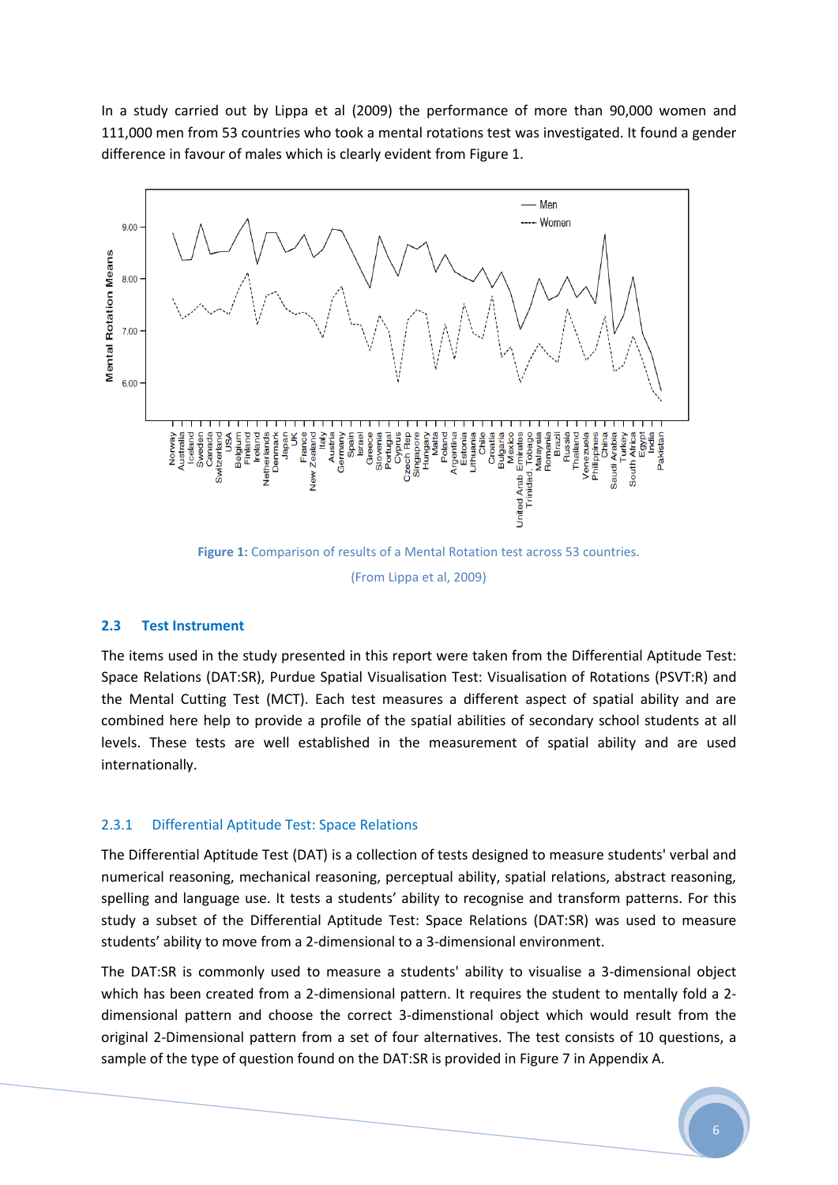In a study carried out by Lippa et al (2009) the performance of more than 90,000 women and 111,000 men from 53 countries who took a mental rotations test was investigated. It found a gender difference in favour of males which is clearly evident from Figure 1.

Men
Women

Mental Rotation Means

9.00
8.00
7.00
6.00

Norway
Australia
Iceland
Sweden
Canada
Switzerland
USA
Belgium
Finland
Ireland
Netherlands
Denmark
Japan
UK
France
New Zealand
Italy
Austria
Germany
Spain
Israel
Greece
Slovenia
Portugal
Cyprus
Czech Rep
Singapore
Hungary
Malta
Poland
Argentina
Estonia
Lithuania
Chile
Croatia
Bulgaria
Mexico
United Arab Emirates
Trinidad_Tobago
Malaysia
Romania
Brazil
Russia
Thailand
Venezuela
Philippines
China
Saudi Arabia
Turkey
South Africa
Egypt
India
Pakistan

**Figure 1:** Comparison of results of a Mental Rotation test across 53 countries.

(From Lippa et al, 2009)

### 2.3 Test Instrument

The items used in the study presented in this report were taken from the Differential Aptitude Test: Space Relations (DAT:SR), Purdue Spatial Visualisation Test: Visualisation of Rotations (PSVT:R) and the Mental Cutting Test (MCT). Each test measures a different aspect of spatial ability and are combined here help to provide a profile of the spatial abilities of secondary school students at all levels. These tests are well established in the measurement of spatial ability and are used internationally.

#### 2.3.1 Differential Aptitude Test: Space Relations

The Differential Aptitude Test (DAT) is a collection of tests designed to measure students' verbal and numerical reasoning, mechanical reasoning, perceptual ability, spatial relations, abstract reasoning, spelling and language use. It tests a students' ability to recognise and transform patterns. For this study a subset of the Differential Aptitude Test: Space Relations (DAT:SR) was used to measure students' ability to move from a 2-dimensional to a 3-dimensional environment.

The DAT:SR is commonly used to measure a students' ability to visualise a 3-dimensional object which has been created from a 2-dimensional pattern. It requires the student to mentally fold a 2-dimensional pattern and choose the correct 3-dimenstional object which would result from the original 2-Dimensional pattern from a set of four alternatives. The test consists of 10 questions, a sample of the type of question found on the DAT:SR is provided in Figure 7 in Appendix A.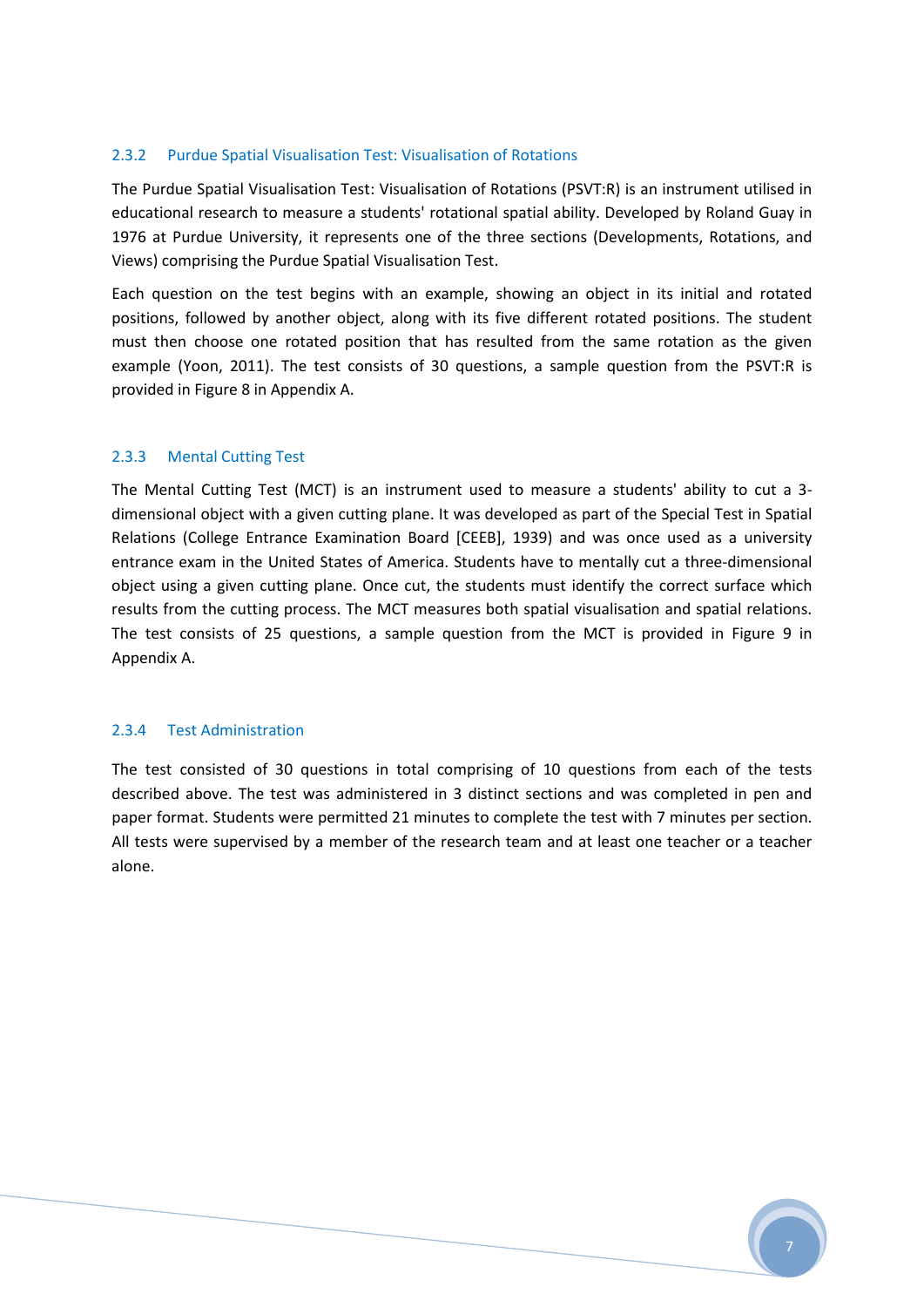### 2.3.2 Purdue Spatial Visualisation Test: Visualisation of Rotations

The Purdue Spatial Visualisation Test: Visualisation of Rotations (PSVT:R) is an instrument utilised in educational research to measure a students' rotational spatial ability. Developed by Roland Guay in 1976 at Purdue University, it represents one of the three sections (Developments, Rotations, and Views) comprising the Purdue Spatial Visualisation Test.

Each question on the test begins with an example, showing an object in its initial and rotated positions, followed by another object, along with its five different rotated positions. The student must then choose one rotated position that has resulted from the same rotation as the given example (Yoon, 2011). The test consists of 30 questions, a sample question from the PSVT:R is provided in Figure 8 in Appendix A.

### 2.3.3 Mental Cutting Test

The Mental Cutting Test (MCT) is an instrument used to measure a students' ability to cut a 3-dimensional object with a given cutting plane. It was developed as part of the Special Test in Spatial Relations (College Entrance Examination Board [CEEB], 1939) and was once used as a university entrance exam in the United States of America. Students have to mentally cut a three-dimensional object using a given cutting plane. Once cut, the students must identify the correct surface which results from the cutting process. The MCT measures both spatial visualisation and spatial relations. The test consists of 25 questions, a sample question from the MCT is provided in Figure 9 in Appendix A.

### 2.3.4 Test Administration

The test consisted of 30 questions in total comprising of 10 questions from each of the tests described above. The test was administered in 3 distinct sections and was completed in pen and paper format. Students were permitted 21 minutes to complete the test with 7 minutes per section. All tests were supervised by a member of the research team and at least one teacher or a teacher alone.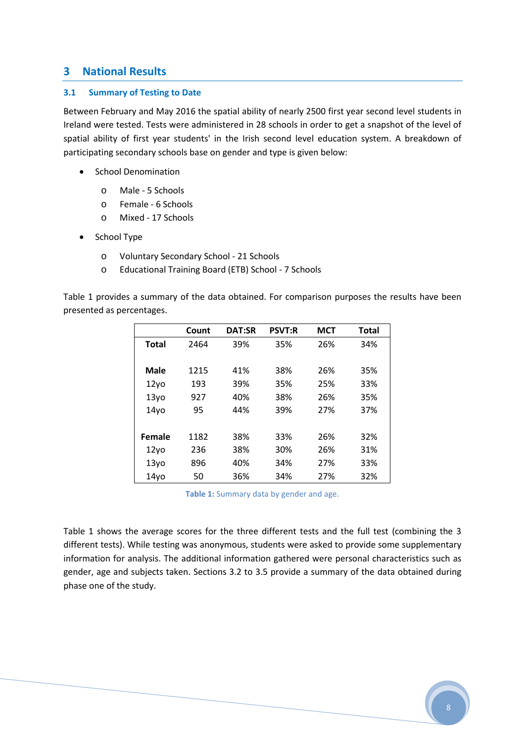## 3 National Results

### 3.1 Summary of Testing to Date

Between February and May 2016 the spatial ability of nearly 2500 first year second level students in Ireland were tested. Tests were administered in 28 schools in order to get a snapshot of the level of spatial ability of first year students' in the Irish second level education system. A breakdown of participating secondary schools base on gender and type is given below:

- School Denomination
  - Male - 5 Schools
  - Female - 6 Schools
  - Mixed - 17 Schools
- School Type
  - Voluntary Secondary School - 21 Schools
  - Educational Training Board (ETB) School - 7 Schools

Table 1 provides a summary of the data obtained. For comparison purposes the results have been presented as percentages.

| | Count | DAT:SR | PSVT:R | MCT | Total |
|---|---|---|---|---|---|
| **Total** | 2464 | 39% | 35% | 26% | 34% |
| | | | | | |
| **Male** | 1215 | 41% | 38% | 26% | 35% |
| 12yo | 193 | 39% | 35% | 25% | 33% |
| 13yo | 927 | 40% | 38% | 26% | 35% |
| 14yo | 95 | 44% | 39% | 27% | 37% |
| | | | | | |
| **Female** | 1182 | 38% | 33% | 26% | 32% |
| 12yo | 236 | 38% | 30% | 26% | 31% |
| 13yo | 896 | 40% | 34% | 27% | 33% |
| 14yo | 50 | 36% | 34% | 27% | 32% |

**Table 1:** Summary data by gender and age.

Table 1 shows the average scores for the three different tests and the full test (combining the 3 different tests). While testing was anonymous, students were asked to provide some supplementary information for analysis. The additional information gathered were personal characteristics such as gender, age and subjects taken. Sections 3.2 to 3.5 provide a summary of the data obtained during phase one of the study.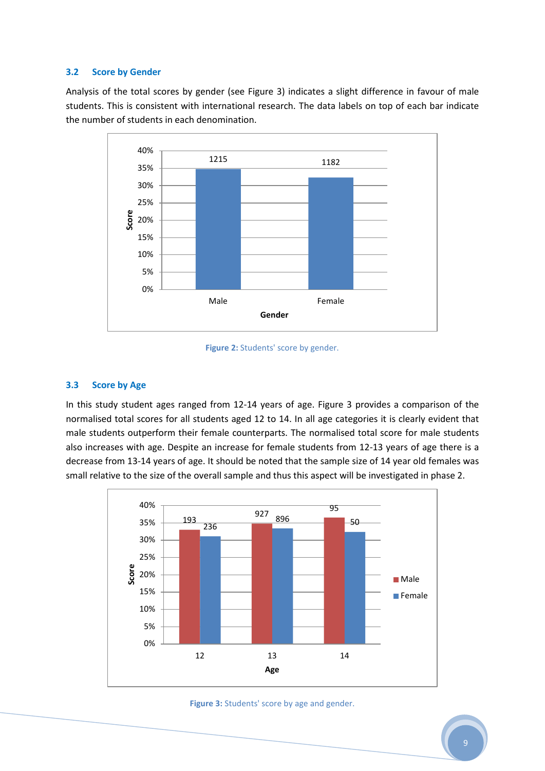### 3.2 Score by Gender

Analysis of the total scores by gender (see Figure 3) indicates a slight difference in favour of male students. This is consistent with international research. The data labels on top of each bar indicate the number of students in each denomination.

Score
40%
35%
30%
25%
20%
15%
10%
5%
0%
1215
1182
Male
Female
Gender

**Figure 2:** Students' score by gender.

### 3.3 Score by Age

In this study student ages ranged from 12-14 years of age. Figure 3 provides a comparison of the normalised total scores for all students aged 12 to 14. In all age categories it is clearly evident that male students outperform their female counterparts. The normalised total score for male students also increases with age. Despite an increase for female students from 12-13 years of age there is a decrease from 13-14 years of age. It should be noted that the sample size of 14 year old females was small relative to the size of the overall sample and thus this aspect will be investigated in phase 2.

Score
40%
35%
30%
25%
20%
15%
10%
5%
0%
193
236
927
896
95
50
12
13
14
Age
Male
Female

**Figure 3:** Students' score by age and gender.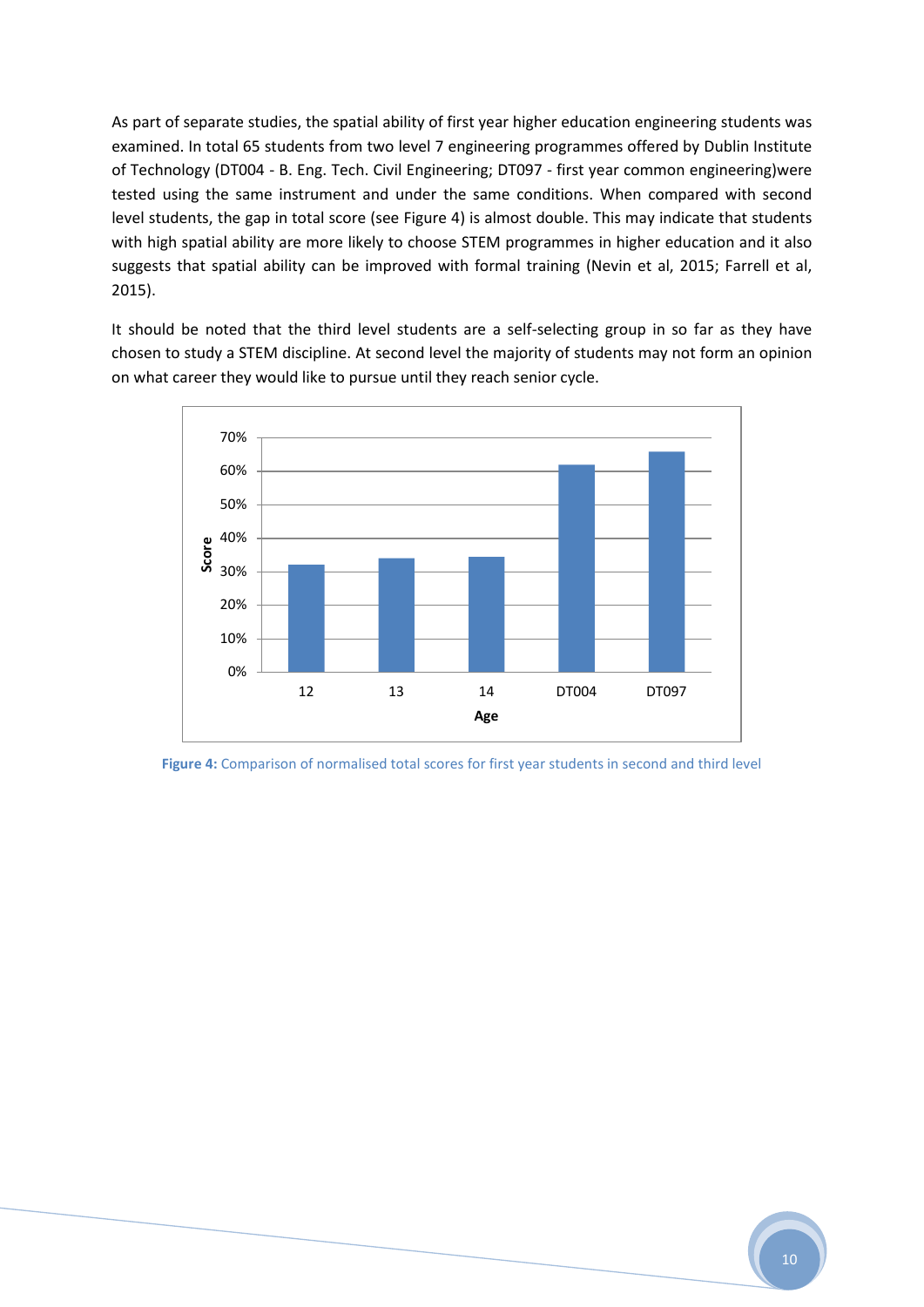As part of separate studies, the spatial ability of first year higher education engineering students was examined. In total 65 students from two level 7 engineering programmes offered by Dublin Institute of Technology (DT004 - B. Eng. Tech. Civil Engineering; DT097 - first year common engineering)were tested using the same instrument and under the same conditions. When compared with second level students, the gap in total score (see Figure 4) is almost double. This may indicate that students with high spatial ability are more likely to choose STEM programmes in higher education and it also suggests that spatial ability can be improved with formal training (Nevin et al, 2015; Farrell et al, 2015).

It should be noted that the third level students are a self-selecting group in so far as they have chosen to study a STEM discipline. At second level the majority of students may not form an opinion on what career they would like to pursue until they reach senior cycle.

70%
60%
50%
40%
30%
20%
10%
0%

Score

12
13
14
DT004
DT097

Age

**Figure 4:** Comparison of normalised total scores for first year students in second and third level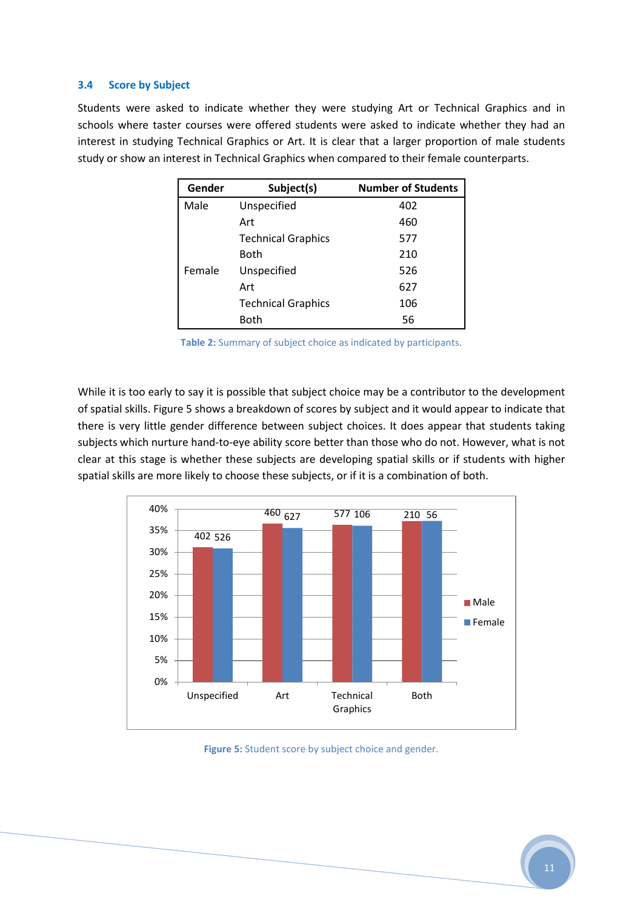### 3.4 Score by Subject

Students were asked to indicate whether they were studying Art or Technical Graphics and in schools where taster courses were offered students were asked to indicate whether they had an interest in studying Technical Graphics or Art. It is clear that a larger proportion of male students study or show an interest in Technical Graphics when compared to their female counterparts.

| Gender | Subject(s) | Number of Students |
|---|---|---|
| Male | Unspecified | 402 |
| | Art | 460 |
| | Technical Graphics | 577 |
| | Both | 210 |
| Female | Unspecified | 526 |
| | Art | 627 |
| | Technical Graphics | 106 |
| | Both | 56 |

**Table 2:** Summary of subject choice as indicated by participants.

While it is too early to say it is possible that subject choice may be a contributor to the development of spatial skills. Figure 5 shows a breakdown of scores by subject and it would appear to indicate that there is very little gender difference between subject choices. It does appear that students taking subjects which nurture hand-to-eye ability score better than those who do not. However, what is not clear at this stage is whether these subjects are developing spatial skills or if students with higher spatial skills are more likely to choose these subjects, or if it is a combination of both.

40%
35%
30%
25%
20%
15%
10%
5%
0%

402 526
460 627
577 106
210 56

Unspecified
Art
Technical Graphics
Both

Male
Female

**Figure 5:** Student score by subject choice and gender.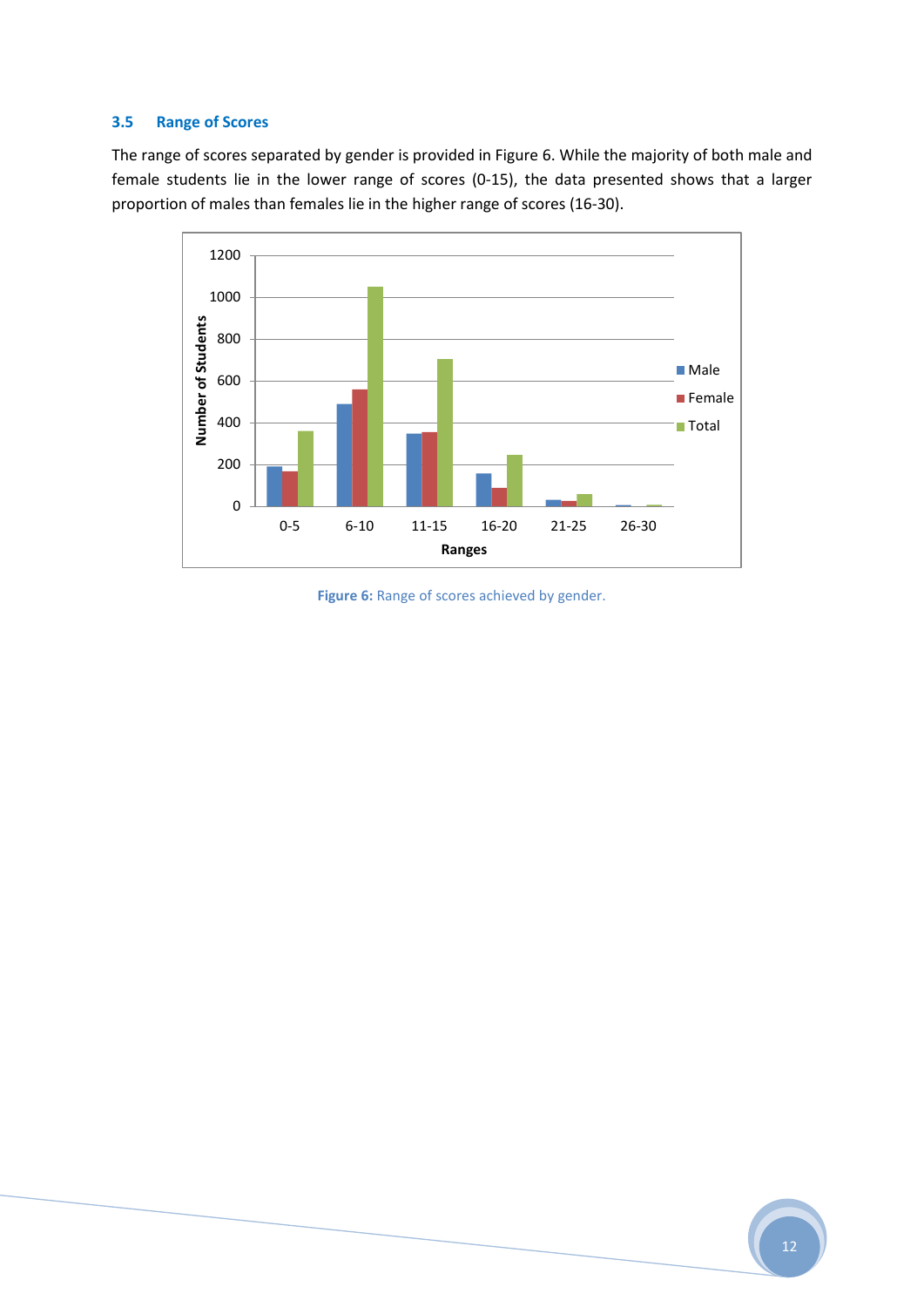### 3.5 Range of Scores

The range of scores separated by gender is provided in Figure 6. While the majority of both male and female students lie in the lower range of scores (0-15), the data presented shows that a larger proportion of males than females lie in the higher range of scores (16-30).

1200
1000
800
600
400
200
0

Number of Students

0-5
6-10
11-15
16-20
21-25
26-30

Ranges

Male
Female
Total

**Figure 6:** Range of scores achieved by gender.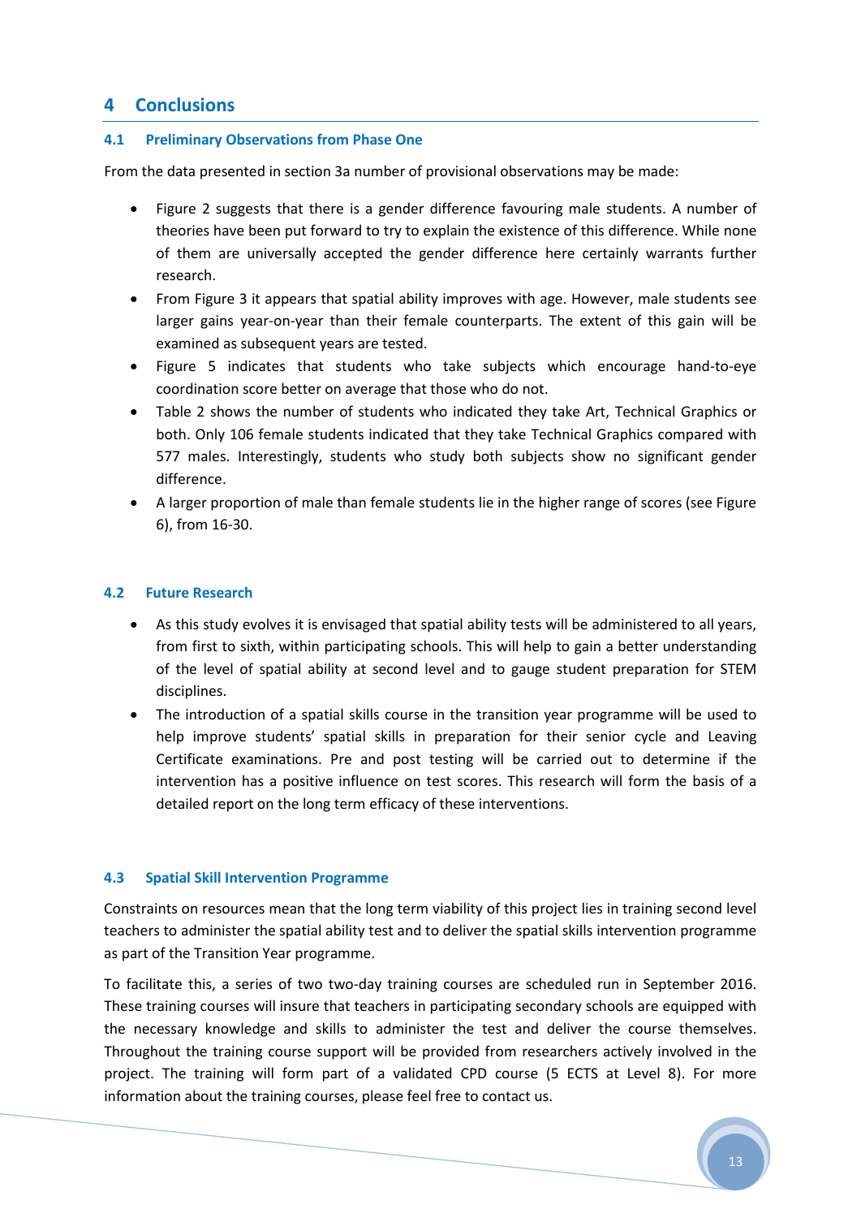# 4 Conclusions

## 4.1 Preliminary Observations from Phase One

From the data presented in section 3a number of provisional observations may be made:

- Figure 2 suggests that there is a gender difference favouring male students. A number of theories have been put forward to try to explain the existence of this difference. While none of them are universally accepted the gender difference here certainly warrants further research.
- From Figure 3 it appears that spatial ability improves with age. However, male students see larger gains year-on-year than their female counterparts. The extent of this gain will be examined as subsequent years are tested.
- Figure 5 indicates that students who take subjects which encourage hand-to-eye coordination score better on average that those who do not.
- Table 2 shows the number of students who indicated they take Art, Technical Graphics or both. Only 106 female students indicated that they take Technical Graphics compared with 577 males. Interestingly, students who study both subjects show no significant gender difference.
- A larger proportion of male than female students lie in the higher range of scores (see Figure 6), from 16-30.

## 4.2 Future Research

- As this study evolves it is envisaged that spatial ability tests will be administered to all years, from first to sixth, within participating schools. This will help to gain a better understanding of the level of spatial ability at second level and to gauge student preparation for STEM disciplines.
- The introduction of a spatial skills course in the transition year programme will be used to help improve students' spatial skills in preparation for their senior cycle and Leaving Certificate examinations. Pre and post testing will be carried out to determine if the intervention has a positive influence on test scores. This research will form the basis of a detailed report on the long term efficacy of these interventions.

## 4.3 Spatial Skill Intervention Programme

Constraints on resources mean that the long term viability of this project lies in training second level teachers to administer the spatial ability test and to deliver the spatial skills intervention programme as part of the Transition Year programme.

To facilitate this, a series of two two-day training courses are scheduled run in September 2016. These training courses will insure that teachers in participating secondary schools are equipped with the necessary knowledge and skills to administer the test and deliver the course themselves. Throughout the training course support will be provided from researchers actively involved in the project. The training will form part of a validated CPD course (5 ECTS at Level 8). For more information about the training courses, please feel free to contact us.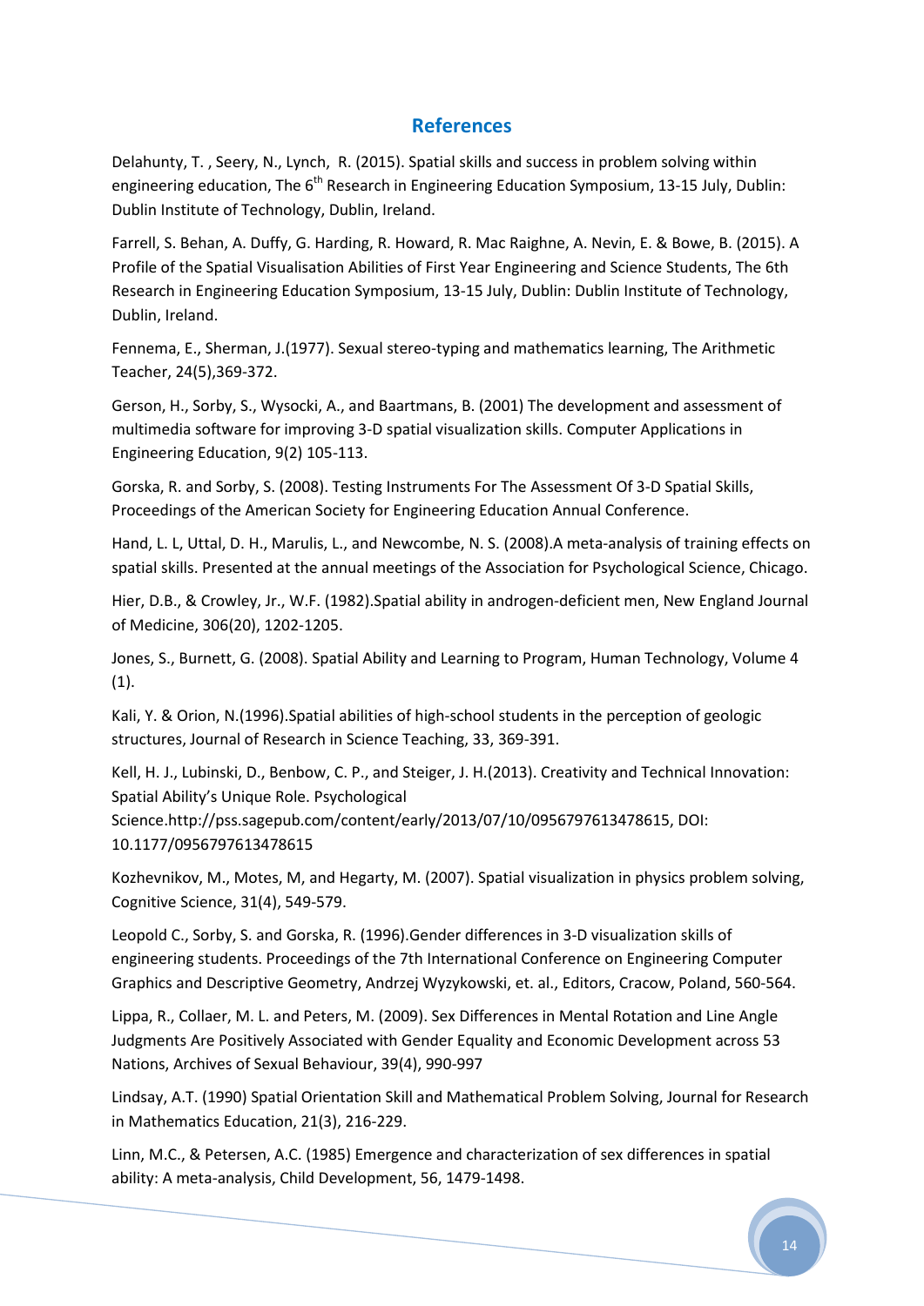## References

Delahunty, T. , Seery, N., Lynch, R. (2015). Spatial skills and success in problem solving within engineering education, The 6th Research in Engineering Education Symposium, 13-15 July, Dublin: Dublin Institute of Technology, Dublin, Ireland.

Farrell, S. Behan, A. Duffy, G. Harding, R. Howard, R. Mac Raighne, A. Nevin, E. & Bowe, B. (2015). A Profile of the Spatial Visualisation Abilities of First Year Engineering and Science Students, The 6th Research in Engineering Education Symposium, 13-15 July, Dublin: Dublin Institute of Technology, Dublin, Ireland.

Fennema, E., Sherman, J.(1977). Sexual stereo-typing and mathematics learning, The Arithmetic Teacher, 24(5),369-372.

Gerson, H., Sorby, S., Wysocki, A., and Baartmans, B. (2001) The development and assessment of multimedia software for improving 3-D spatial visualization skills. Computer Applications in Engineering Education, 9(2) 105-113.

Gorska, R. and Sorby, S. (2008). Testing Instruments For The Assessment Of 3-D Spatial Skills, Proceedings of the American Society for Engineering Education Annual Conference.

Hand, L. L, Uttal, D. H., Marulis, L., and Newcombe, N. S. (2008).A meta-analysis of training effects on spatial skills. Presented at the annual meetings of the Association for Psychological Science, Chicago.

Hier, D.B., & Crowley, Jr., W.F. (1982).Spatial ability in androgen-deficient men, New England Journal of Medicine, 306(20), 1202-1205.

Jones, S., Burnett, G. (2008). Spatial Ability and Learning to Program, Human Technology, Volume 4 (1).

Kali, Y. & Orion, N.(1996).Spatial abilities of high-school students in the perception of geologic structures, Journal of Research in Science Teaching, 33, 369-391.

Kell, H. J., Lubinski, D., Benbow, C. P., and Steiger, J. H.(2013). Creativity and Technical Innovation: Spatial Ability's Unique Role. Psychological Science.http://pss.sagepub.com/content/early/2013/07/10/0956797613478615, DOI: 10.1177/0956797613478615

Kozhevnikov, M., Motes, M, and Hegarty, M. (2007). Spatial visualization in physics problem solving, Cognitive Science, 31(4), 549-579.

Leopold C., Sorby, S. and Gorska, R. (1996).Gender differences in 3-D visualization skills of engineering students. Proceedings of the 7th International Conference on Engineering Computer Graphics and Descriptive Geometry, Andrzej Wyzykowski, et. al., Editors, Cracow, Poland, 560-564.

Lippa, R., Collaer, M. L. and Peters, M. (2009). Sex Differences in Mental Rotation and Line Angle Judgments Are Positively Associated with Gender Equality and Economic Development across 53 Nations, Archives of Sexual Behaviour, 39(4), 990-997

Lindsay, A.T. (1990) Spatial Orientation Skill and Mathematical Problem Solving, Journal for Research in Mathematics Education, 21(3), 216-229.

Linn, M.C., & Petersen, A.C. (1985) Emergence and characterization of sex differences in spatial ability: A meta-analysis, Child Development, 56, 1479-1498.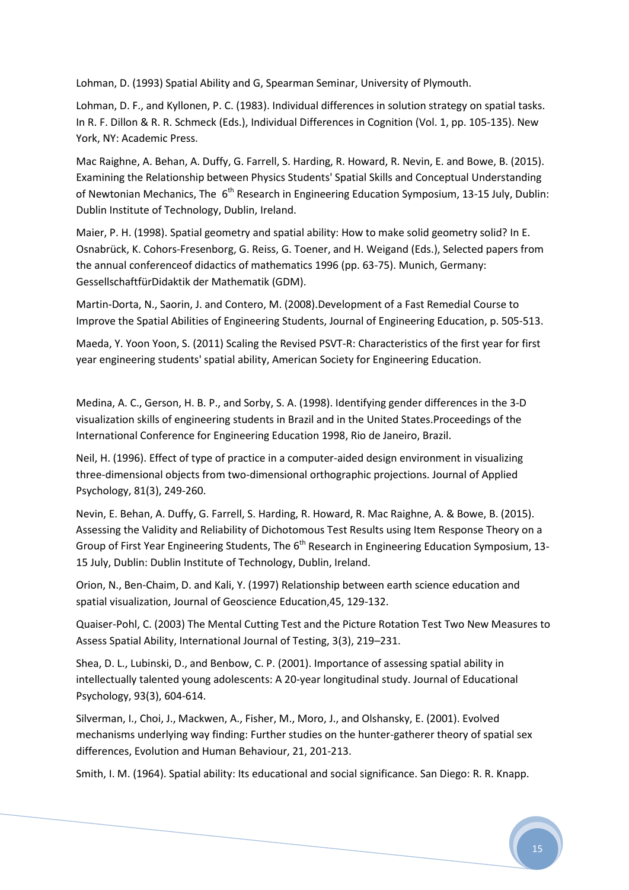Lohman, D. (1993) Spatial Ability and G, Spearman Seminar, University of Plymouth.

Lohman, D. F., and Kyllonen, P. C. (1983). Individual differences in solution strategy on spatial tasks. In R. F. Dillon & R. R. Schmeck (Eds.), Individual Differences in Cognition (Vol. 1, pp. 105-135). New York, NY: Academic Press.

Mac Raighne, A. Behan, A. Duffy, G. Farrell, S. Harding, R. Howard, R. Nevin, E. and Bowe, B. (2015). Examining the Relationship between Physics Students' Spatial Skills and Conceptual Understanding of Newtonian Mechanics, The 6th Research in Engineering Education Symposium, 13-15 July, Dublin: Dublin Institute of Technology, Dublin, Ireland.

Maier, P. H. (1998). Spatial geometry and spatial ability: How to make solid geometry solid? In E. Osnabrück, K. Cohors-Fresenborg, G. Reiss, G. Toener, and H. Weigand (Eds.), Selected papers from the annual conferenceof didactics of mathematics 1996 (pp. 63-75). Munich, Germany: GessellschaftfürDidaktik der Mathematik (GDM).

Martin-Dorta, N., Saorin, J. and Contero, M. (2008).Development of a Fast Remedial Course to Improve the Spatial Abilities of Engineering Students, Journal of Engineering Education, p. 505-513.

Maeda, Y. Yoon Yoon, S. (2011) Scaling the Revised PSVT-R: Characteristics of the first year for first year engineering students' spatial ability, American Society for Engineering Education.

Medina, A. C., Gerson, H. B. P., and Sorby, S. A. (1998). Identifying gender differences in the 3-D visualization skills of engineering students in Brazil and in the United States.Proceedings of the International Conference for Engineering Education 1998, Rio de Janeiro, Brazil.

Neil, H. (1996). Effect of type of practice in a computer-aided design environment in visualizing three-dimensional objects from two-dimensional orthographic projections. Journal of Applied Psychology, 81(3), 249-260.

Nevin, E. Behan, A. Duffy, G. Farrell, S. Harding, R. Howard, R. Mac Raighne, A. & Bowe, B. (2015). Assessing the Validity and Reliability of Dichotomous Test Results using Item Response Theory on a Group of First Year Engineering Students, The 6th Research in Engineering Education Symposium, 13-15 July, Dublin: Dublin Institute of Technology, Dublin, Ireland.

Orion, N., Ben-Chaim, D. and Kali, Y. (1997) Relationship between earth science education and spatial visualization, Journal of Geoscience Education,45, 129-132.

Quaiser-Pohl, C. (2003) The Mental Cutting Test and the Picture Rotation Test Two New Measures to Assess Spatial Ability, International Journal of Testing, 3(3), 219–231.

Shea, D. L., Lubinski, D., and Benbow, C. P. (2001). Importance of assessing spatial ability in intellectually talented young adolescents: A 20-year longitudinal study. Journal of Educational Psychology, 93(3), 604-614.

Silverman, I., Choi, J., Mackwen, A., Fisher, M., Moro, J., and Olshansky, E. (2001). Evolved mechanisms underlying way finding: Further studies on the hunter-gatherer theory of spatial sex differences, Evolution and Human Behaviour, 21, 201-213.

Smith, I. M. (1964). Spatial ability: Its educational and social significance. San Diego: R. R. Knapp.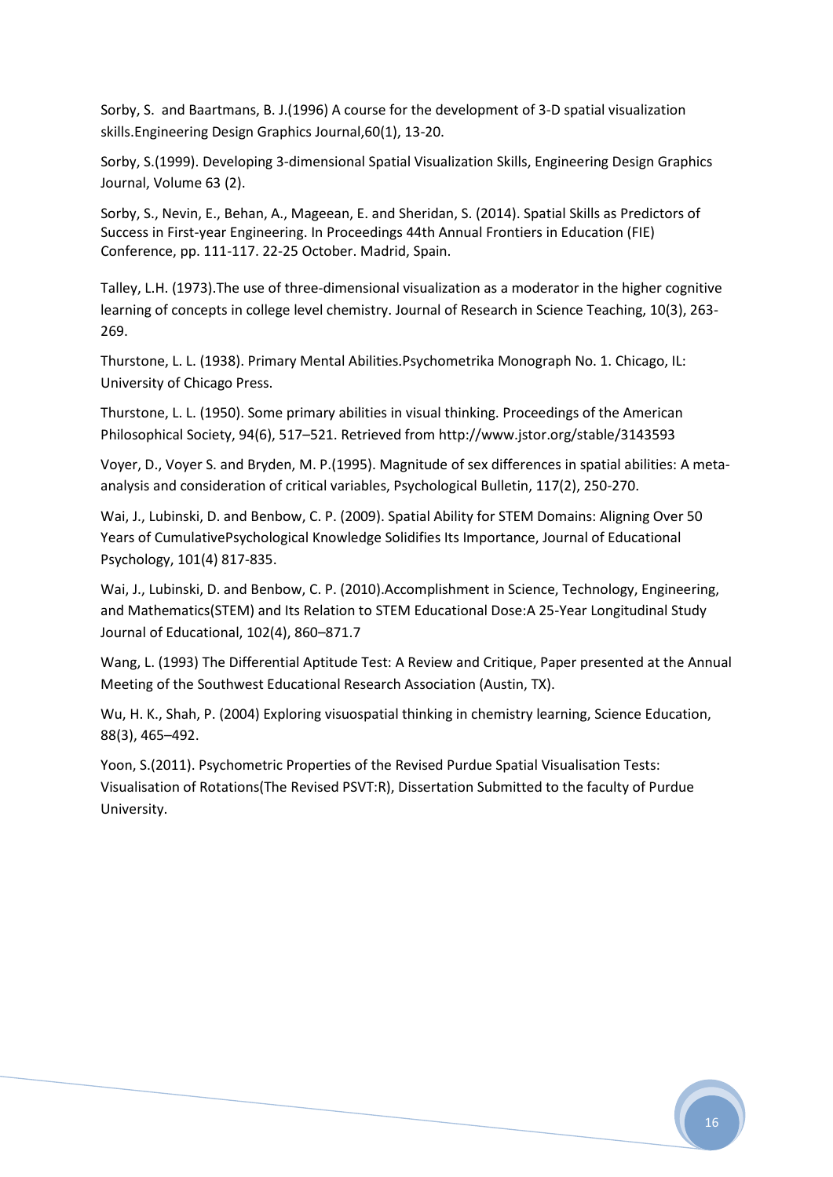Sorby, S. and Baartmans, B. J.(1996) A course for the development of 3-D spatial visualization skills.Engineering Design Graphics Journal,60(1), 13-20.

Sorby, S.(1999). Developing 3-dimensional Spatial Visualization Skills, Engineering Design Graphics Journal, Volume 63 (2).

Sorby, S., Nevin, E., Behan, A., Mageean, E. and Sheridan, S. (2014). Spatial Skills as Predictors of Success in First-year Engineering. In Proceedings 44th Annual Frontiers in Education (FIE) Conference, pp. 111-117. 22-25 October. Madrid, Spain.

Talley, L.H. (1973).The use of three-dimensional visualization as a moderator in the higher cognitive learning of concepts in college level chemistry. Journal of Research in Science Teaching, 10(3), 263-269.

Thurstone, L. L. (1938). Primary Mental Abilities.Psychometrika Monograph No. 1. Chicago, IL: University of Chicago Press.

Thurstone, L. L. (1950). Some primary abilities in visual thinking. Proceedings of the American Philosophical Society, 94(6), 517–521. Retrieved from http://www.jstor.org/stable/3143593

Voyer, D., Voyer S. and Bryden, M. P.(1995). Magnitude of sex differences in spatial abilities: A meta-analysis and consideration of critical variables, Psychological Bulletin, 117(2), 250-270.

Wai, J., Lubinski, D. and Benbow, C. P. (2009). Spatial Ability for STEM Domains: Aligning Over 50 Years of CumulativePsychological Knowledge Solidifies Its Importance, Journal of Educational Psychology, 101(4) 817-835.

Wai, J., Lubinski, D. and Benbow, C. P. (2010).Accomplishment in Science, Technology, Engineering, and Mathematics(STEM) and Its Relation to STEM Educational Dose:A 25-Year Longitudinal Study Journal of Educational, 102(4), 860–871.7

Wang, L. (1993) The Differential Aptitude Test: A Review and Critique, Paper presented at the Annual Meeting of the Southwest Educational Research Association (Austin, TX).

Wu, H. K., Shah, P. (2004) Exploring visuospatial thinking in chemistry learning, Science Education, 88(3), 465–492.

Yoon, S.(2011). Psychometric Properties of the Revised Purdue Spatial Visualisation Tests: Visualisation of Rotations(The Revised PSVT:R), Dissertation Submitted to the faculty of Purdue University.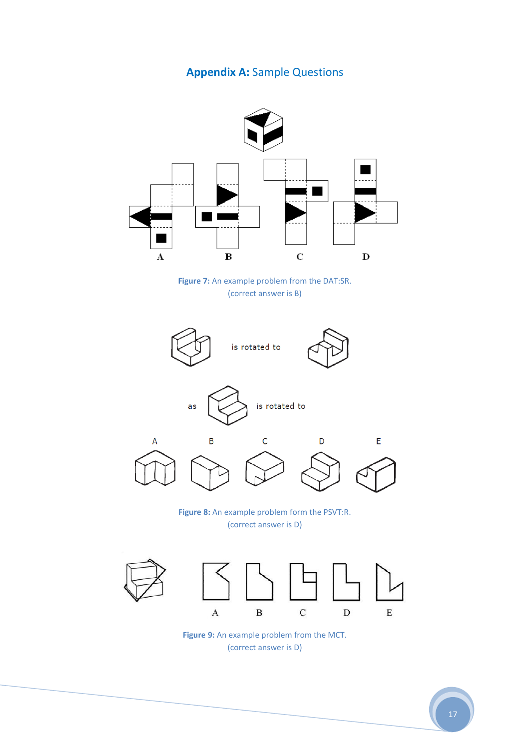## **Appendix A:** Sample Questions

A B C D

**Figure 7:** An example problem from the DAT:SR. (correct answer is B)

is rotated to

as is rotated to

A B C D E

**Figure 8:** An example problem form the PSVT:R. (correct answer is D)

A B C D E

**Figure 9:** An example problem from the MCT. (correct answer is D)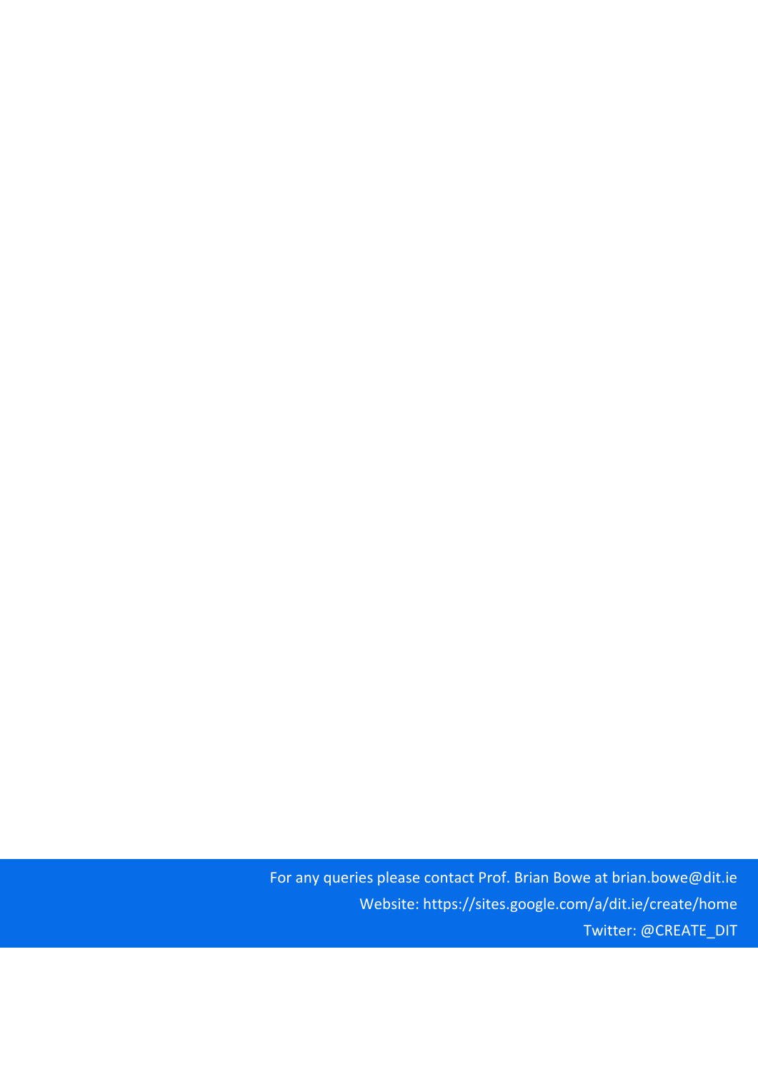For any queries please contact Prof. Brian Bowe at brian.bowe@dit.ie

Website: https://sites.google.com/a/dit.ie/create/home

Twitter: @CREATE_DIT